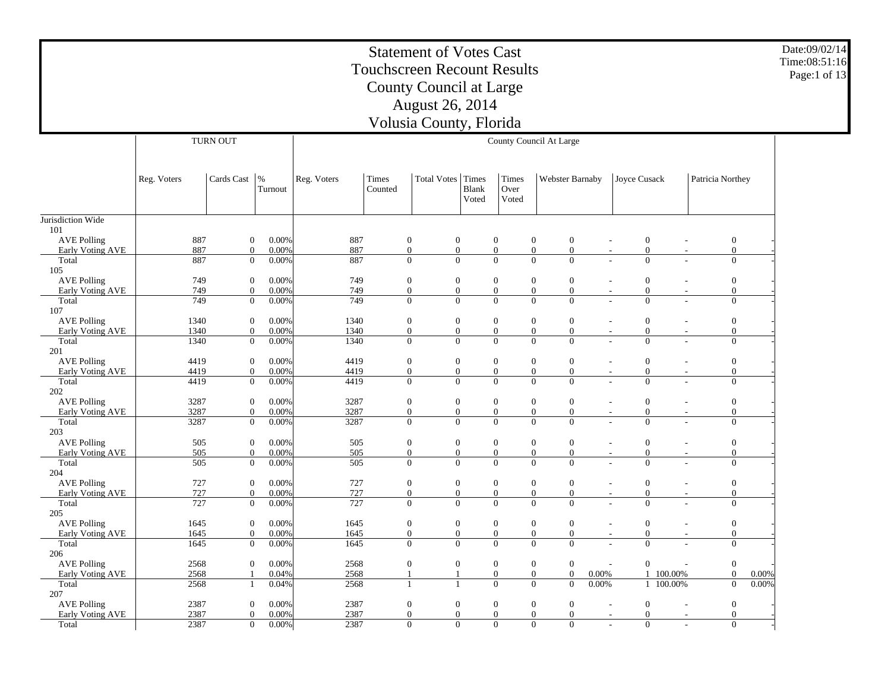# Statement of Votes Cast
## Touchscreen Recount Results
## County Council at Large
## August 26, 2014
## Volusia County, Florida

Date:09/02/14
Time:08:51:16

| | TURN OUT | | | County Council At Large | | | | | | | | | | | |
|---|---|---|---|---|---|---|---|---|---|---|---|---|---|---|---|
| | Reg. Voters | Cards Cast | % Turnout | Reg. Voters | Times Counted | Total Votes | Times Blank Voted | Times Over Voted | Webster Barnaby | | Joyce Cusack | | Patricia Northey | |
| Jurisdiction Wide | | | | | | | | | | | | | | |
| 101 | | | | | | | | | | | | | | |
| AVE Polling | 887 | 0 | 0.00% | 887 | 0 | 0 | 0 | 0 | 0 | - | 0 | - | 0 | - |
| Early Voting AVE | 887 | 0 | 0.00% | 887 | 0 | 0 | 0 | 0 | 0 | - | 0 | - | 0 | - |
| Total | 887 | 0 | 0.00% | 887 | 0 | 0 | 0 | 0 | 0 | - | 0 | - | 0 | - |
| 105 | | | | | | | | | | | | | | |
| AVE Polling | 749 | 0 | 0.00% | 749 | 0 | 0 | 0 | 0 | 0 | - | 0 | - | 0 | - |
| Early Voting AVE | 749 | 0 | 0.00% | 749 | 0 | 0 | 0 | 0 | 0 | - | 0 | - | 0 | - |
| Total | 749 | 0 | 0.00% | 749 | 0 | 0 | 0 | 0 | 0 | - | 0 | - | 0 | - |
| 107 | | | | | | | | | | | | | | |
| AVE Polling | 1340 | 0 | 0.00% | 1340 | 0 | 0 | 0 | 0 | 0 | - | 0 | - | 0 | - |
| Early Voting AVE | 1340 | 0 | 0.00% | 1340 | 0 | 0 | 0 | 0 | 0 | - | 0 | - | 0 | - |
| Total | 1340 | 0 | 0.00% | 1340 | 0 | 0 | 0 | 0 | 0 | - | 0 | - | 0 | - |
| 201 | | | | | | | | | | | | | | |
| AVE Polling | 4419 | 0 | 0.00% | 4419 | 0 | 0 | 0 | 0 | 0 | - | 0 | - | 0 | - |
| Early Voting AVE | 4419 | 0 | 0.00% | 4419 | 0 | 0 | 0 | 0 | 0 | - | 0 | - | 0 | - |
| Total | 4419 | 0 | 0.00% | 4419 | 0 | 0 | 0 | 0 | 0 | - | 0 | - | 0 | - |
| 202 | | | | | | | | | | | | | | |
| AVE Polling | 3287 | 0 | 0.00% | 3287 | 0 | 0 | 0 | 0 | 0 | - | 0 | - | 0 | - |
| Early Voting AVE | 3287 | 0 | 0.00% | 3287 | 0 | 0 | 0 | 0 | 0 | - | 0 | - | 0 | - |
| Total | 3287 | 0 | 0.00% | 3287 | 0 | 0 | 0 | 0 | 0 | - | 0 | - | 0 | - |
| 203 | | | | | | | | | | | | | | |
| AVE Polling | 505 | 0 | 0.00% | 505 | 0 | 0 | 0 | 0 | 0 | - | 0 | - | 0 | - |
| Early Voting AVE | 505 | 0 | 0.00% | 505 | 0 | 0 | 0 | 0 | 0 | - | 0 | - | 0 | - |
| Total | 505 | 0 | 0.00% | 505 | 0 | 0 | 0 | 0 | 0 | - | 0 | - | 0 | - |
| 204 | | | | | | | | | | | | | | |
| AVE Polling | 727 | 0 | 0.00% | 727 | 0 | 0 | 0 | 0 | 0 | - | 0 | - | 0 | - |
| Early Voting AVE | 727 | 0 | 0.00% | 727 | 0 | 0 | 0 | 0 | 0 | - | 0 | - | 0 | - |
| Total | 727 | 0 | 0.00% | 727 | 0 | 0 | 0 | 0 | 0 | - | 0 | - | 0 | - |
| 205 | | | | | | | | | | | | | | |
| AVE Polling | 1645 | 0 | 0.00% | 1645 | 0 | 0 | 0 | 0 | 0 | - | 0 | - | 0 | - |
| Early Voting AVE | 1645 | 0 | 0.00% | 1645 | 0 | 0 | 0 | 0 | 0 | - | 0 | - | 0 | - |
| Total | 1645 | 0 | 0.00% | 1645 | 0 | 0 | 0 | 0 | 0 | - | 0 | - | 0 | - |
| 206 | | | | | | | | | | | | | | |
| AVE Polling | 2568 | 0 | 0.00% | 2568 | 0 | 0 | 0 | 0 | 0 | - | 0 | - | 0 | - |
| Early Voting AVE | 2568 | 1 | 0.04% | 2568 | 1 | 1 | 0 | 0 | 0 | 0.00% | 1 | 100.00% | 0 | 0.00% |
| Total | 2568 | 1 | 0.04% | 2568 | 1 | 1 | 0 | 0 | 0 | 0.00% | 1 | 100.00% | 0 | 0.00% |
| 207 | | | | | | | | | | | | | | |
| AVE Polling | 2387 | 0 | 0.00% | 2387 | 0 | 0 | 0 | 0 | 0 | - | 0 | - | 0 | - |
| Early Voting AVE | 2387 | 0 | 0.00% | 2387 | 0 | 0 | 0 | 0 | 0 | - | 0 | - | 0 | - |
| Total | 2387 | 0 | 0.00% | 2387 | 0 | 0 | 0 | 0 | 0 | - | 0 | - | 0 | - |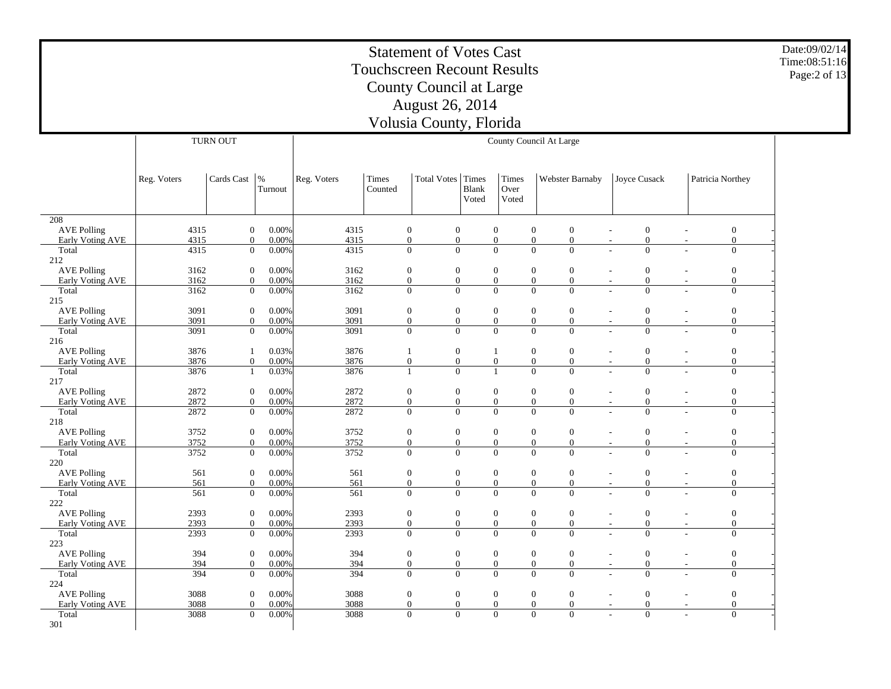# Statement of Votes Cast
## Touchscreen Recount Results
## County Council at Large
## August 26, 2014
## Volusia County, Florida

Date:09/02/14
Time:08:51:16

| | TURN OUT | | | County Council At Large | | | | | | | | | | | |
|---|---|---|---|---|---|---|---|---|---|---|---|---|---|---|---|
| | Reg. Voters | Cards Cast | % Turnout | Reg. Voters | Times Counted | Total Votes | Times Blank Voted | Times Over Voted | Webster Barnaby | | Joyce Cusack | | Patricia Northey | |
| 208 | | | | | | | | | | | | | | |
| AVE Polling | 4315 | 0 | 0.00% | 4315 | 0 | 0 | 0 | 0 | 0 | - | 0 | - | 0 | - |
| Early Voting AVE | 4315 | 0 | 0.00% | 4315 | 0 | 0 | 0 | 0 | 0 | - | 0 | - | 0 | - |
| Total | 4315 | 0 | 0.00% | 4315 | 0 | 0 | 0 | 0 | 0 | - | 0 | - | 0 | - |
| 212 | | | | | | | | | | | | | | |
| AVE Polling | 3162 | 0 | 0.00% | 3162 | 0 | 0 | 0 | 0 | 0 | - | 0 | - | 0 | - |
| Early Voting AVE | 3162 | 0 | 0.00% | 3162 | 0 | 0 | 0 | 0 | 0 | - | 0 | - | 0 | - |
| Total | 3162 | 0 | 0.00% | 3162 | 0 | 0 | 0 | 0 | 0 | - | 0 | - | 0 | - |
| 215 | | | | | | | | | | | | | | |
| AVE Polling | 3091 | 0 | 0.00% | 3091 | 0 | 0 | 0 | 0 | 0 | - | 0 | - | 0 | - |
| Early Voting AVE | 3091 | 0 | 0.00% | 3091 | 0 | 0 | 0 | 0 | 0 | - | 0 | - | 0 | - |
| Total | 3091 | 0 | 0.00% | 3091 | 0 | 0 | 0 | 0 | 0 | - | 0 | - | 0 | - |
| 216 | | | | | | | | | | | | | | |
| AVE Polling | 3876 | 1 | 0.03% | 3876 | 1 | 0 | 1 | 0 | 0 | - | 0 | - | 0 | - |
| Early Voting AVE | 3876 | 0 | 0.00% | 3876 | 0 | 0 | 0 | 0 | 0 | - | 0 | - | 0 | - |
| Total | 3876 | 1 | 0.03% | 3876 | 1 | 0 | 1 | 0 | 0 | - | 0 | - | 0 | - |
| 217 | | | | | | | | | | | | | | |
| AVE Polling | 2872 | 0 | 0.00% | 2872 | 0 | 0 | 0 | 0 | 0 | - | 0 | - | 0 | - |
| Early Voting AVE | 2872 | 0 | 0.00% | 2872 | 0 | 0 | 0 | 0 | 0 | - | 0 | - | 0 | - |
| Total | 2872 | 0 | 0.00% | 2872 | 0 | 0 | 0 | 0 | 0 | - | 0 | - | 0 | - |
| 218 | | | | | | | | | | | | | | |
| AVE Polling | 3752 | 0 | 0.00% | 3752 | 0 | 0 | 0 | 0 | 0 | - | 0 | - | 0 | - |
| Early Voting AVE | 3752 | 0 | 0.00% | 3752 | 0 | 0 | 0 | 0 | 0 | - | 0 | - | 0 | - |
| Total | 3752 | 0 | 0.00% | 3752 | 0 | 0 | 0 | 0 | 0 | - | 0 | - | 0 | - |
| 220 | | | | | | | | | | | | | | |
| AVE Polling | 561 | 0 | 0.00% | 561 | 0 | 0 | 0 | 0 | 0 | - | 0 | - | 0 | - |
| Early Voting AVE | 561 | 0 | 0.00% | 561 | 0 | 0 | 0 | 0 | 0 | - | 0 | - | 0 | - |
| Total | 561 | 0 | 0.00% | 561 | 0 | 0 | 0 | 0 | 0 | - | 0 | - | 0 | - |
| 222 | | | | | | | | | | | | | | |
| AVE Polling | 2393 | 0 | 0.00% | 2393 | 0 | 0 | 0 | 0 | 0 | - | 0 | - | 0 | - |
| Early Voting AVE | 2393 | 0 | 0.00% | 2393 | 0 | 0 | 0 | 0 | 0 | - | 0 | - | 0 | - |
| Total | 2393 | 0 | 0.00% | 2393 | 0 | 0 | 0 | 0 | 0 | - | 0 | - | 0 | - |
| 223 | | | | | | | | | | | | | | |
| AVE Polling | 394 | 0 | 0.00% | 394 | 0 | 0 | 0 | 0 | 0 | - | 0 | - | 0 | - |
| Early Voting AVE | 394 | 0 | 0.00% | 394 | 0 | 0 | 0 | 0 | 0 | - | 0 | - | 0 | - |
| Total | 394 | 0 | 0.00% | 394 | 0 | 0 | 0 | 0 | 0 | - | 0 | - | 0 | - |
| 224 | | | | | | | | | | | | | | |
| AVE Polling | 3088 | 0 | 0.00% | 3088 | 0 | 0 | 0 | 0 | 0 | - | 0 | - | 0 | - |
| Early Voting AVE | 3088 | 0 | 0.00% | 3088 | 0 | 0 | 0 | 0 | 0 | - | 0 | - | 0 | - |
| Total | 3088 | 0 | 0.00% | 3088 | 0 | 0 | 0 | 0 | 0 | - | 0 | - | 0 | - |
| 301 | | | | | | | | | | | | | | |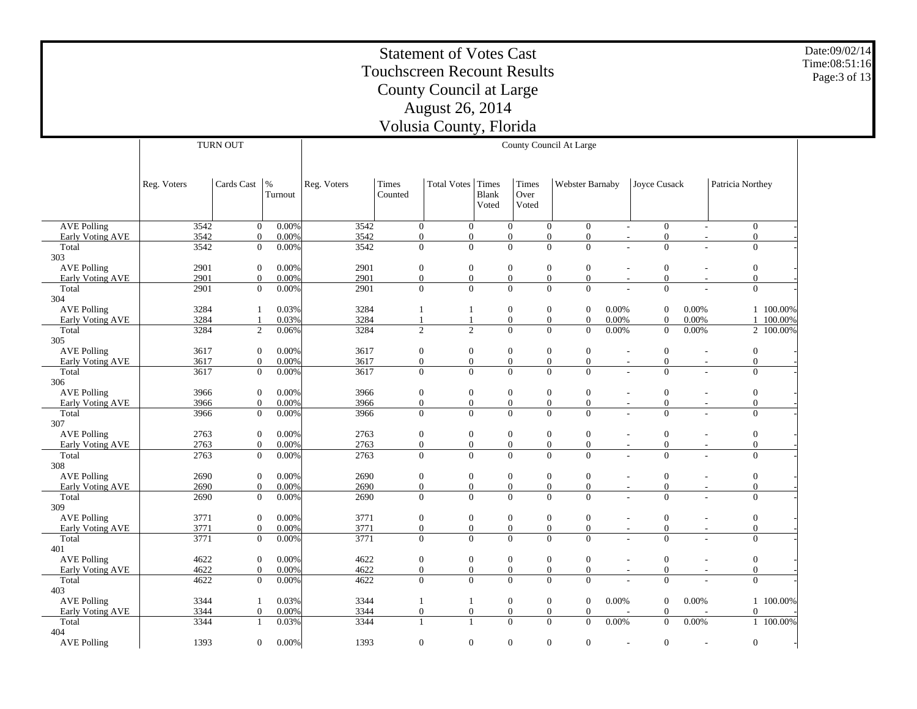# Statement of Votes Cast
## Touchscreen Recount Results
## County Council at Large
## August 26, 2014
## Volusia County, Florida

Date:09/02/14
Time:08:51:16

| | TURN OUT | | | County Council At Large | | | | | | | | | | |
|---|---|---|---|---|---|---|---|---|---|---|---|---|---|---|
| | Reg. Voters | Cards Cast | % Turnout | Reg. Voters | Times Counted | Total Votes | Times Blank Voted | Times Over Voted | Webster Barnaby | | Joyce Cusack | | Patricia Northey | |
| AVE Polling | 3542 | 0 | 0.00% | 3542 | 0 | 0 | 0 | 0 | 0 | - | 0 | - | 0 | - |
| Early Voting AVE | 3542 | 0 | 0.00% | 3542 | 0 | 0 | 0 | 0 | 0 | - | 0 | - | 0 | - |
| Total | 3542 | 0 | 0.00% | 3542 | 0 | 0 | 0 | 0 | 0 | - | 0 | - | 0 | - |
| 303 | | | | | | | | | | | | | | |
| AVE Polling | 2901 | 0 | 0.00% | 2901 | 0 | 0 | 0 | 0 | 0 | - | 0 | - | 0 | - |
| Early Voting AVE | 2901 | 0 | 0.00% | 2901 | 0 | 0 | 0 | 0 | 0 | - | 0 | - | 0 | - |
| Total | 2901 | 0 | 0.00% | 2901 | 0 | 0 | 0 | 0 | 0 | - | 0 | - | 0 | - |
| 304 | | | | | | | | | | | | | | |
| AVE Polling | 3284 | 1 | 0.03% | 3284 | 1 | 1 | 0 | 0 | 0 | 0.00% | 0 | 0.00% | 1 | 100.00% |
| Early Voting AVE | 3284 | 1 | 0.03% | 3284 | 1 | 1 | 0 | 0 | 0 | 0.00% | 0 | 0.00% | 1 | 100.00% |
| Total | 3284 | 2 | 0.06% | 3284 | 2 | 2 | 0 | 0 | 0 | 0.00% | 0 | 0.00% | 2 | 100.00% |
| 305 | | | | | | | | | | | | | | |
| AVE Polling | 3617 | 0 | 0.00% | 3617 | 0 | 0 | 0 | 0 | 0 | - | 0 | - | 0 | - |
| Early Voting AVE | 3617 | 0 | 0.00% | 3617 | 0 | 0 | 0 | 0 | 0 | - | 0 | - | 0 | - |
| Total | 3617 | 0 | 0.00% | 3617 | 0 | 0 | 0 | 0 | 0 | - | 0 | - | 0 | - |
| 306 | | | | | | | | | | | | | | |
| AVE Polling | 3966 | 0 | 0.00% | 3966 | 0 | 0 | 0 | 0 | 0 | - | 0 | - | 0 | - |
| Early Voting AVE | 3966 | 0 | 0.00% | 3966 | 0 | 0 | 0 | 0 | 0 | - | 0 | - | 0 | - |
| Total | 3966 | 0 | 0.00% | 3966 | 0 | 0 | 0 | 0 | 0 | - | 0 | - | 0 | - |
| 307 | | | | | | | | | | | | | | |
| AVE Polling | 2763 | 0 | 0.00% | 2763 | 0 | 0 | 0 | 0 | 0 | - | 0 | - | 0 | - |
| Early Voting AVE | 2763 | 0 | 0.00% | 2763 | 0 | 0 | 0 | 0 | 0 | - | 0 | - | 0 | - |
| Total | 2763 | 0 | 0.00% | 2763 | 0 | 0 | 0 | 0 | 0 | - | 0 | - | 0 | - |
| 308 | | | | | | | | | | | | | | |
| AVE Polling | 2690 | 0 | 0.00% | 2690 | 0 | 0 | 0 | 0 | 0 | - | 0 | - | 0 | - |
| Early Voting AVE | 2690 | 0 | 0.00% | 2690 | 0 | 0 | 0 | 0 | 0 | - | 0 | - | 0 | - |
| Total | 2690 | 0 | 0.00% | 2690 | 0 | 0 | 0 | 0 | 0 | - | 0 | - | 0 | - |
| 309 | | | | | | | | | | | | | | |
| AVE Polling | 3771 | 0 | 0.00% | 3771 | 0 | 0 | 0 | 0 | 0 | - | 0 | - | 0 | - |
| Early Voting AVE | 3771 | 0 | 0.00% | 3771 | 0 | 0 | 0 | 0 | 0 | - | 0 | - | 0 | - |
| Total | 3771 | 0 | 0.00% | 3771 | 0 | 0 | 0 | 0 | 0 | - | 0 | - | 0 | - |
| 401 | | | | | | | | | | | | | | |
| AVE Polling | 4622 | 0 | 0.00% | 4622 | 0 | 0 | 0 | 0 | 0 | - | 0 | - | 0 | - |
| Early Voting AVE | 4622 | 0 | 0.00% | 4622 | 0 | 0 | 0 | 0 | 0 | - | 0 | - | 0 | - |
| Total | 4622 | 0 | 0.00% | 4622 | 0 | 0 | 0 | 0 | 0 | - | 0 | - | 0 | - |
| 403 | | | | | | | | | | | | | | |
| AVE Polling | 3344 | 1 | 0.03% | 3344 | 1 | 1 | 0 | 0 | 0 | 0.00% | 0 | 0.00% | 1 | 100.00% |
| Early Voting AVE | 3344 | 0 | 0.00% | 3344 | 0 | 0 | 0 | 0 | 0 | - | 0 | - | 0 | - |
| Total | 3344 | 1 | 0.03% | 3344 | 1 | 1 | 0 | 0 | 0 | 0.00% | 0 | 0.00% | 1 | 100.00% |
| 404 | | | | | | | | | | | | | | |
| AVE Polling | 1393 | 0 | 0.00% | 1393 | 0 | 0 | 0 | 0 | 0 | - | 0 | - | 0 | - |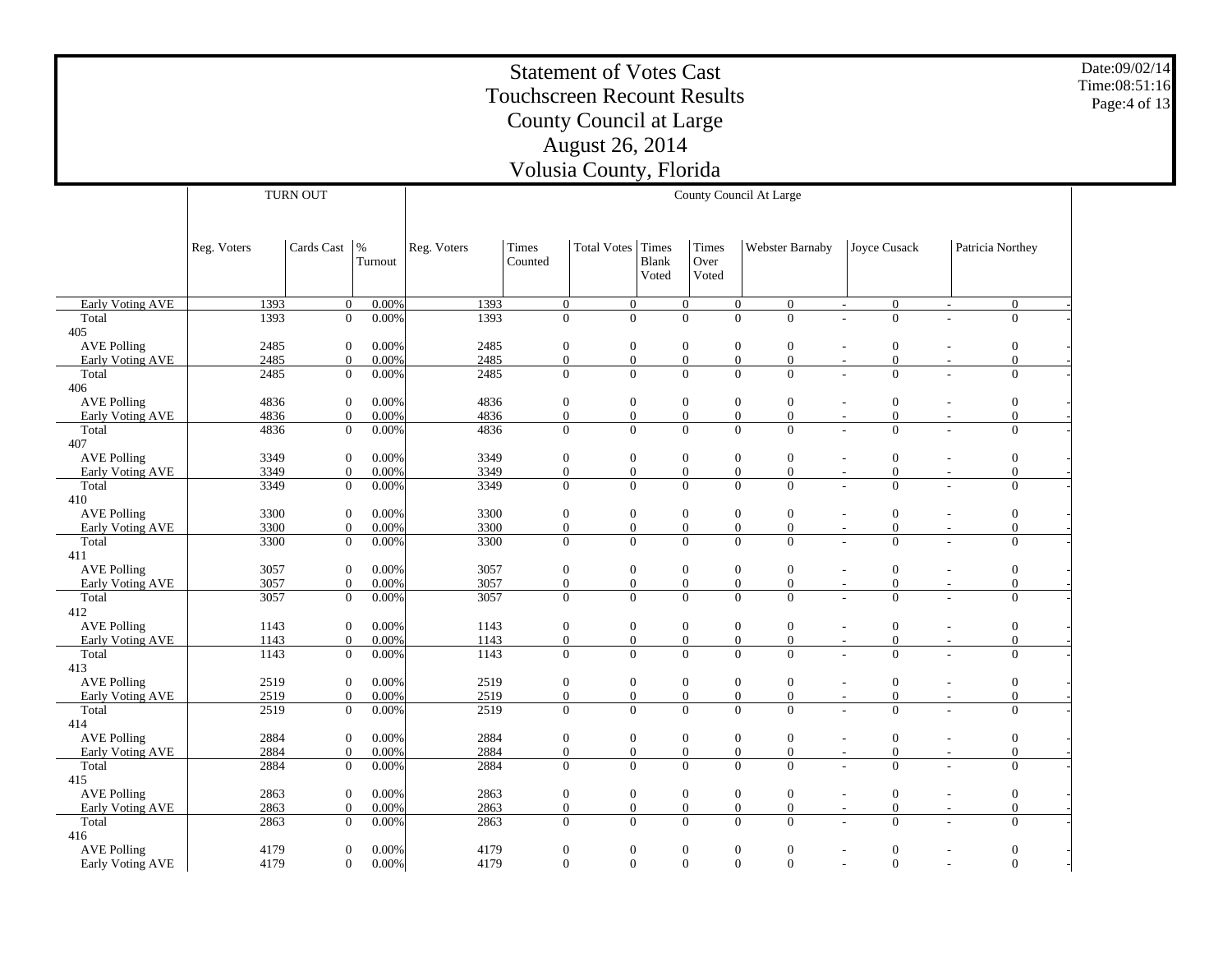# Statement of Votes Cast
## Touchscreen Recount Results
## County Council at Large
## August 26, 2014
## Volusia County, Florida

Date:09/02/14
Time:08:51:16

| | TURN OUT | | | County Council At Large | | | | | | | | | | |
|---|---|---|---|---|---|---|---|---|---|---|---|---|---|---|
| | Reg. Voters | Cards Cast | % Turnout | Reg. Voters | Times Counted | Total Votes | Times Blank Voted | Times Over Voted | Webster Barnaby | | Joyce Cusack | | Patricia Northey | |
| Early Voting AVE | 1393 | 0 | 0.00% | 1393 | 0 | 0 | 0 | 0 | 0 | - | 0 | - | 0 | - |
| Total | 1393 | 0 | 0.00% | 1393 | 0 | 0 | 0 | 0 | 0 | - | 0 | - | 0 | - |
| 405 | | | | | | | | | | | | | | |
| AVE Polling | 2485 | 0 | 0.00% | 2485 | 0 | 0 | 0 | 0 | 0 | - | 0 | - | 0 | - |
| Early Voting AVE | 2485 | 0 | 0.00% | 2485 | 0 | 0 | 0 | 0 | 0 | - | 0 | - | 0 | - |
| Total | 2485 | 0 | 0.00% | 2485 | 0 | 0 | 0 | 0 | 0 | - | 0 | - | 0 | - |
| 406 | | | | | | | | | | | | | | |
| AVE Polling | 4836 | 0 | 0.00% | 4836 | 0 | 0 | 0 | 0 | 0 | - | 0 | - | 0 | - |
| Early Voting AVE | 4836 | 0 | 0.00% | 4836 | 0 | 0 | 0 | 0 | 0 | - | 0 | - | 0 | - |
| Total | 4836 | 0 | 0.00% | 4836 | 0 | 0 | 0 | 0 | 0 | - | 0 | - | 0 | - |
| 407 | | | | | | | | | | | | | | |
| AVE Polling | 3349 | 0 | 0.00% | 3349 | 0 | 0 | 0 | 0 | 0 | - | 0 | - | 0 | - |
| Early Voting AVE | 3349 | 0 | 0.00% | 3349 | 0 | 0 | 0 | 0 | 0 | - | 0 | - | 0 | - |
| Total | 3349 | 0 | 0.00% | 3349 | 0 | 0 | 0 | 0 | 0 | - | 0 | - | 0 | - |
| 410 | | | | | | | | | | | | | | |
| AVE Polling | 3300 | 0 | 0.00% | 3300 | 0 | 0 | 0 | 0 | 0 | - | 0 | - | 0 | - |
| Early Voting AVE | 3300 | 0 | 0.00% | 3300 | 0 | 0 | 0 | 0 | 0 | - | 0 | - | 0 | - |
| Total | 3300 | 0 | 0.00% | 3300 | 0 | 0 | 0 | 0 | 0 | - | 0 | - | 0 | - |
| 411 | | | | | | | | | | | | | | |
| AVE Polling | 3057 | 0 | 0.00% | 3057 | 0 | 0 | 0 | 0 | 0 | - | 0 | - | 0 | - |
| Early Voting AVE | 3057 | 0 | 0.00% | 3057 | 0 | 0 | 0 | 0 | 0 | - | 0 | - | 0 | - |
| Total | 3057 | 0 | 0.00% | 3057 | 0 | 0 | 0 | 0 | 0 | - | 0 | - | 0 | - |
| 412 | | | | | | | | | | | | | | |
| AVE Polling | 1143 | 0 | 0.00% | 1143 | 0 | 0 | 0 | 0 | 0 | - | 0 | - | 0 | - |
| Early Voting AVE | 1143 | 0 | 0.00% | 1143 | 0 | 0 | 0 | 0 | 0 | - | 0 | - | 0 | - |
| Total | 1143 | 0 | 0.00% | 1143 | 0 | 0 | 0 | 0 | 0 | - | 0 | - | 0 | - |
| 413 | | | | | | | | | | | | | | |
| AVE Polling | 2519 | 0 | 0.00% | 2519 | 0 | 0 | 0 | 0 | 0 | - | 0 | - | 0 | - |
| Early Voting AVE | 2519 | 0 | 0.00% | 2519 | 0 | 0 | 0 | 0 | 0 | - | 0 | - | 0 | - |
| Total | 2519 | 0 | 0.00% | 2519 | 0 | 0 | 0 | 0 | 0 | - | 0 | - | 0 | - |
| 414 | | | | | | | | | | | | | | |
| AVE Polling | 2884 | 0 | 0.00% | 2884 | 0 | 0 | 0 | 0 | 0 | - | 0 | - | 0 | - |
| Early Voting AVE | 2884 | 0 | 0.00% | 2884 | 0 | 0 | 0 | 0 | 0 | - | 0 | - | 0 | - |
| Total | 2884 | 0 | 0.00% | 2884 | 0 | 0 | 0 | 0 | 0 | - | 0 | - | 0 | - |
| 415 | | | | | | | | | | | | | | |
| AVE Polling | 2863 | 0 | 0.00% | 2863 | 0 | 0 | 0 | 0 | 0 | - | 0 | - | 0 | - |
| Early Voting AVE | 2863 | 0 | 0.00% | 2863 | 0 | 0 | 0 | 0 | 0 | - | 0 | - | 0 | - |
| Total | 2863 | 0 | 0.00% | 2863 | 0 | 0 | 0 | 0 | 0 | - | 0 | - | 0 | - |
| 416 | | | | | | | | | | | | | | |
| AVE Polling | 4179 | 0 | 0.00% | 4179 | 0 | 0 | 0 | 0 | 0 | - | 0 | - | 0 | - |
| Early Voting AVE | 4179 | 0 | 0.00% | 4179 | 0 | 0 | 0 | 0 | 0 | - | 0 | - | 0 | - |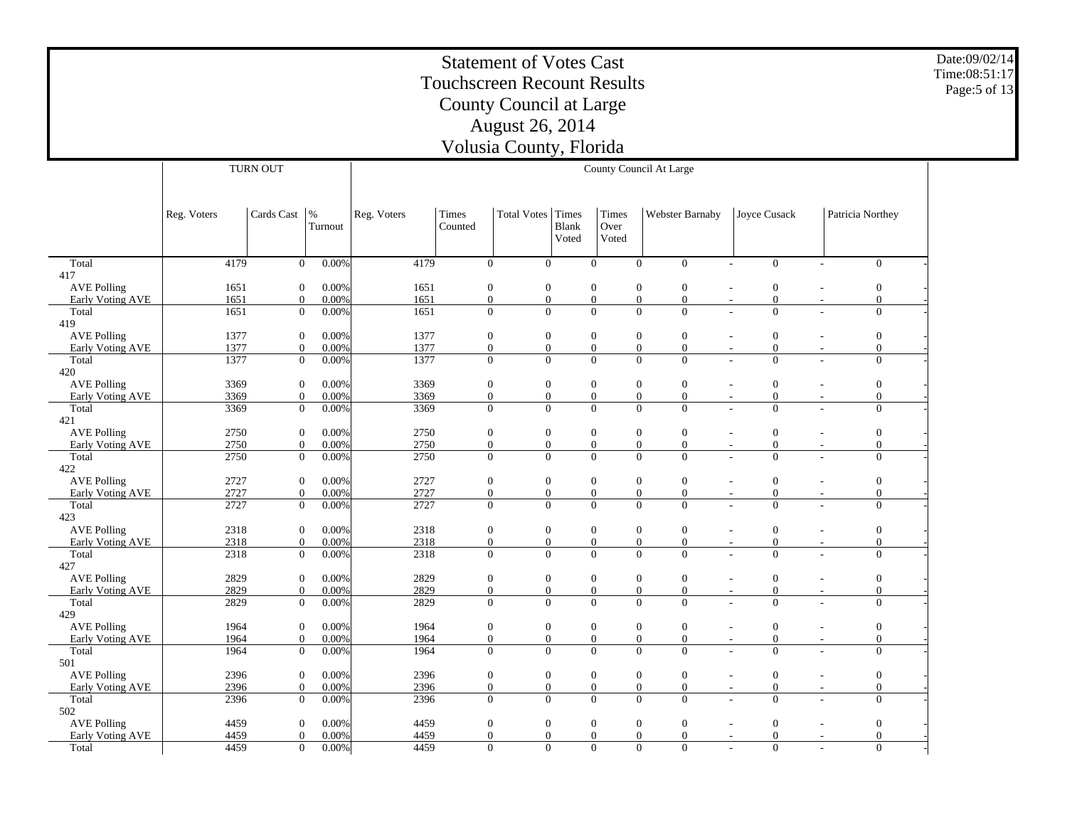# Statement of Votes Cast
# Touchscreen Recount Results
# County Council at Large
# August 26, 2014
# Volusia County, Florida

Date:09/02/14
Time:08:51:17

| | TURN OUT | | | County Council At Large | | | | | | | | | | |
|---|---|---|---|---|---|---|---|---|---|---|---|---|---|---|
| | Reg. Voters | Cards Cast | % Turnout | Reg. Voters | Times Counted | Total Votes | Times Blank Voted | Times Over Voted | Webster Barnaby | | Joyce Cusack | | Patricia Northey | |
| Total | 4179 | 0 | 0.00% | 4179 | 0 | 0 | 0 | 0 | 0 | - | 0 | - | 0 | - |
| 417 | | | | | | | | | | | | | | |
| AVE Polling | 1651 | 0 | 0.00% | 1651 | 0 | 0 | 0 | 0 | 0 | - | 0 | - | 0 | - |
| Early Voting AVE | 1651 | 0 | 0.00% | 1651 | 0 | 0 | 0 | 0 | 0 | - | 0 | - | 0 | - |
| Total | 1651 | 0 | 0.00% | 1651 | 0 | 0 | 0 | 0 | 0 | - | 0 | - | 0 | - |
| 419 | | | | | | | | | | | | | | |
| AVE Polling | 1377 | 0 | 0.00% | 1377 | 0 | 0 | 0 | 0 | 0 | - | 0 | - | 0 | - |
| Early Voting AVE | 1377 | 0 | 0.00% | 1377 | 0 | 0 | 0 | 0 | 0 | - | 0 | - | 0 | - |
| Total | 1377 | 0 | 0.00% | 1377 | 0 | 0 | 0 | 0 | 0 | - | 0 | - | 0 | - |
| 420 | | | | | | | | | | | | | | |
| AVE Polling | 3369 | 0 | 0.00% | 3369 | 0 | 0 | 0 | 0 | 0 | - | 0 | - | 0 | - |
| Early Voting AVE | 3369 | 0 | 0.00% | 3369 | 0 | 0 | 0 | 0 | 0 | - | 0 | - | 0 | - |
| Total | 3369 | 0 | 0.00% | 3369 | 0 | 0 | 0 | 0 | 0 | - | 0 | - | 0 | - |
| 421 | | | | | | | | | | | | | | |
| AVE Polling | 2750 | 0 | 0.00% | 2750 | 0 | 0 | 0 | 0 | 0 | - | 0 | - | 0 | - |
| Early Voting AVE | 2750 | 0 | 0.00% | 2750 | 0 | 0 | 0 | 0 | 0 | - | 0 | - | 0 | - |
| Total | 2750 | 0 | 0.00% | 2750 | 0 | 0 | 0 | 0 | 0 | - | 0 | - | 0 | - |
| 422 | | | | | | | | | | | | | | |
| AVE Polling | 2727 | 0 | 0.00% | 2727 | 0 | 0 | 0 | 0 | 0 | - | 0 | - | 0 | - |
| Early Voting AVE | 2727 | 0 | 0.00% | 2727 | 0 | 0 | 0 | 0 | 0 | - | 0 | - | 0 | - |
| Total | 2727 | 0 | 0.00% | 2727 | 0 | 0 | 0 | 0 | 0 | - | 0 | - | 0 | - |
| 423 | | | | | | | | | | | | | | |
| AVE Polling | 2318 | 0 | 0.00% | 2318 | 0 | 0 | 0 | 0 | 0 | - | 0 | - | 0 | - |
| Early Voting AVE | 2318 | 0 | 0.00% | 2318 | 0 | 0 | 0 | 0 | 0 | - | 0 | - | 0 | - |
| Total | 2318 | 0 | 0.00% | 2318 | 0 | 0 | 0 | 0 | 0 | - | 0 | - | 0 | - |
| 427 | | | | | | | | | | | | | | |
| AVE Polling | 2829 | 0 | 0.00% | 2829 | 0 | 0 | 0 | 0 | 0 | - | 0 | - | 0 | - |
| Early Voting AVE | 2829 | 0 | 0.00% | 2829 | 0 | 0 | 0 | 0 | 0 | - | 0 | - | 0 | - |
| Total | 2829 | 0 | 0.00% | 2829 | 0 | 0 | 0 | 0 | 0 | - | 0 | - | 0 | - |
| 429 | | | | | | | | | | | | | | |
| AVE Polling | 1964 | 0 | 0.00% | 1964 | 0 | 0 | 0 | 0 | 0 | - | 0 | - | 0 | - |
| Early Voting AVE | 1964 | 0 | 0.00% | 1964 | 0 | 0 | 0 | 0 | 0 | - | 0 | - | 0 | - |
| Total | 1964 | 0 | 0.00% | 1964 | 0 | 0 | 0 | 0 | 0 | - | 0 | - | 0 | - |
| 501 | | | | | | | | | | | | | | |
| AVE Polling | 2396 | 0 | 0.00% | 2396 | 0 | 0 | 0 | 0 | 0 | - | 0 | - | 0 | - |
| Early Voting AVE | 2396 | 0 | 0.00% | 2396 | 0 | 0 | 0 | 0 | 0 | - | 0 | - | 0 | - |
| Total | 2396 | 0 | 0.00% | 2396 | 0 | 0 | 0 | 0 | 0 | - | 0 | - | 0 | - |
| 502 | | | | | | | | | | | | | | |
| AVE Polling | 4459 | 0 | 0.00% | 4459 | 0 | 0 | 0 | 0 | 0 | - | 0 | - | 0 | - |
| Early Voting AVE | 4459 | 0 | 0.00% | 4459 | 0 | 0 | 0 | 0 | 0 | - | 0 | - | 0 | - |
| Total | 4459 | 0 | 0.00% | 4459 | 0 | 0 | 0 | 0 | 0 | - | 0 | - | 0 | - |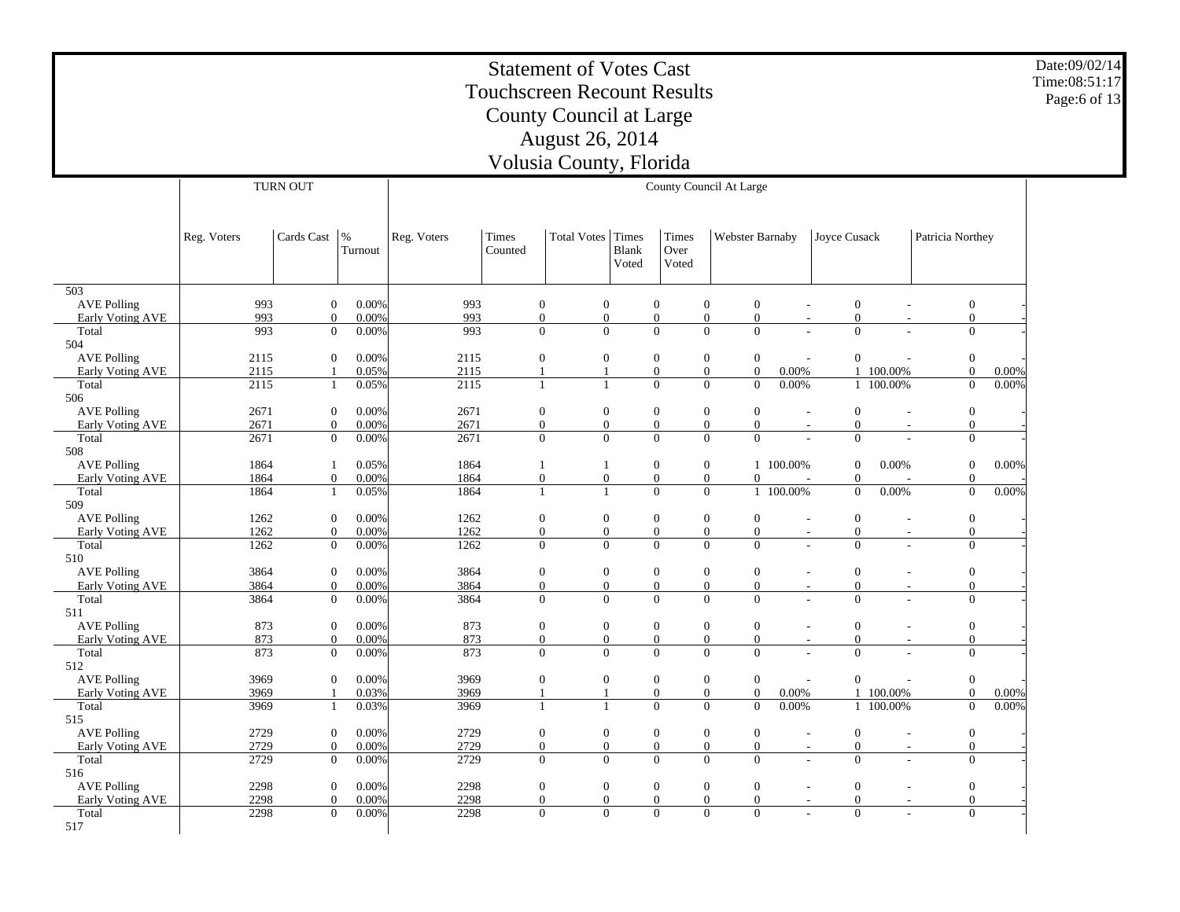# Statement of Votes Cast
## Touchscreen Recount Results
## County Council at Large
## August 26, 2014
## Volusia County, Florida

Date:09/02/14
Time:08:51:17

| | TURN OUT | | | County Council At Large | | | | | | | | | | |
|---|---|---|---|---|---|---|---|---|---|---|---|---|---|---|
| | Reg. Voters | Cards Cast | % Turnout | Reg. Voters | Times Counted | Total Votes | Times Blank Voted | Times Over Voted | Webster Barnaby | | Joyce Cusack | | Patricia Northey | |
| 503 | | | | | | | | | | | | | | |
| AVE Polling | 993 | 0 | 0.00% | 993 | 0 | 0 | 0 | 0 | 0 | - | 0 | - | 0 | - |
| Early Voting AVE | 993 | 0 | 0.00% | 993 | 0 | 0 | 0 | 0 | 0 | - | 0 | - | 0 | - |
| Total | 993 | 0 | 0.00% | 993 | 0 | 0 | 0 | 0 | 0 | - | 0 | - | 0 | - |
| 504 | | | | | | | | | | | | | | |
| AVE Polling | 2115 | 0 | 0.00% | 2115 | 0 | 0 | 0 | 0 | 0 | - | 0 | - | 0 | - |
| Early Voting AVE | 2115 | 1 | 0.05% | 2115 | 1 | 1 | 0 | 0 | 0 | 0.00% | 1 | 100.00% | 0 | 0.00% |
| Total | 2115 | 1 | 0.05% | 2115 | 1 | 1 | 0 | 0 | 0 | 0.00% | 1 | 100.00% | 0 | 0.00% |
| 506 | | | | | | | | | | | | | | |
| AVE Polling | 2671 | 0 | 0.00% | 2671 | 0 | 0 | 0 | 0 | 0 | - | 0 | - | 0 | - |
| Early Voting AVE | 2671 | 0 | 0.00% | 2671 | 0 | 0 | 0 | 0 | 0 | - | 0 | - | 0 | - |
| Total | 2671 | 0 | 0.00% | 2671 | 0 | 0 | 0 | 0 | 0 | - | 0 | - | 0 | - |
| 508 | | | | | | | | | | | | | | |
| AVE Polling | 1864 | 1 | 0.05% | 1864 | 1 | 1 | 0 | 0 | 1 | 100.00% | 0 | 0.00% | 0 | 0.00% |
| Early Voting AVE | 1864 | 0 | 0.00% | 1864 | 0 | 0 | 0 | 0 | 0 | - | 0 | - | 0 | - |
| Total | 1864 | 1 | 0.05% | 1864 | 1 | 1 | 0 | 0 | 1 | 100.00% | 0 | 0.00% | 0 | 0.00% |
| 509 | | | | | | | | | | | | | | |
| AVE Polling | 1262 | 0 | 0.00% | 1262 | 0 | 0 | 0 | 0 | 0 | - | 0 | - | 0 | - |
| Early Voting AVE | 1262 | 0 | 0.00% | 1262 | 0 | 0 | 0 | 0 | 0 | - | 0 | - | 0 | - |
| Total | 1262 | 0 | 0.00% | 1262 | 0 | 0 | 0 | 0 | 0 | - | 0 | - | 0 | - |
| 510 | | | | | | | | | | | | | | |
| AVE Polling | 3864 | 0 | 0.00% | 3864 | 0 | 0 | 0 | 0 | 0 | - | 0 | - | 0 | - |
| Early Voting AVE | 3864 | 0 | 0.00% | 3864 | 0 | 0 | 0 | 0 | 0 | - | 0 | - | 0 | - |
| Total | 3864 | 0 | 0.00% | 3864 | 0 | 0 | 0 | 0 | 0 | - | 0 | - | 0 | - |
| 511 | | | | | | | | | | | | | | |
| AVE Polling | 873 | 0 | 0.00% | 873 | 0 | 0 | 0 | 0 | 0 | - | 0 | - | 0 | - |
| Early Voting AVE | 873 | 0 | 0.00% | 873 | 0 | 0 | 0 | 0 | 0 | - | 0 | - | 0 | - |
| Total | 873 | 0 | 0.00% | 873 | 0 | 0 | 0 | 0 | 0 | - | 0 | - | 0 | - |
| 512 | | | | | | | | | | | | | | |
| AVE Polling | 3969 | 0 | 0.00% | 3969 | 0 | 0 | 0 | 0 | 0 | - | 0 | - | 0 | - |
| Early Voting AVE | 3969 | 1 | 0.03% | 3969 | 1 | 1 | 0 | 0 | 0 | 0.00% | 1 | 100.00% | 0 | 0.00% |
| Total | 3969 | 1 | 0.03% | 3969 | 1 | 1 | 0 | 0 | 0 | 0.00% | 1 | 100.00% | 0 | 0.00% |
| 515 | | | | | | | | | | | | | | |
| AVE Polling | 2729 | 0 | 0.00% | 2729 | 0 | 0 | 0 | 0 | 0 | - | 0 | - | 0 | - |
| Early Voting AVE | 2729 | 0 | 0.00% | 2729 | 0 | 0 | 0 | 0 | 0 | - | 0 | - | 0 | - |
| Total | 2729 | 0 | 0.00% | 2729 | 0 | 0 | 0 | 0 | 0 | - | 0 | - | 0 | - |
| 516 | | | | | | | | | | | | | | |
| AVE Polling | 2298 | 0 | 0.00% | 2298 | 0 | 0 | 0 | 0 | 0 | - | 0 | - | 0 | - |
| Early Voting AVE | 2298 | 0 | 0.00% | 2298 | 0 | 0 | 0 | 0 | 0 | - | 0 | - | 0 | - |
| Total | 2298 | 0 | 0.00% | 2298 | 0 | 0 | 0 | 0 | 0 | - | 0 | - | 0 | - |
| 517 | | | | | | | | | | | | | | |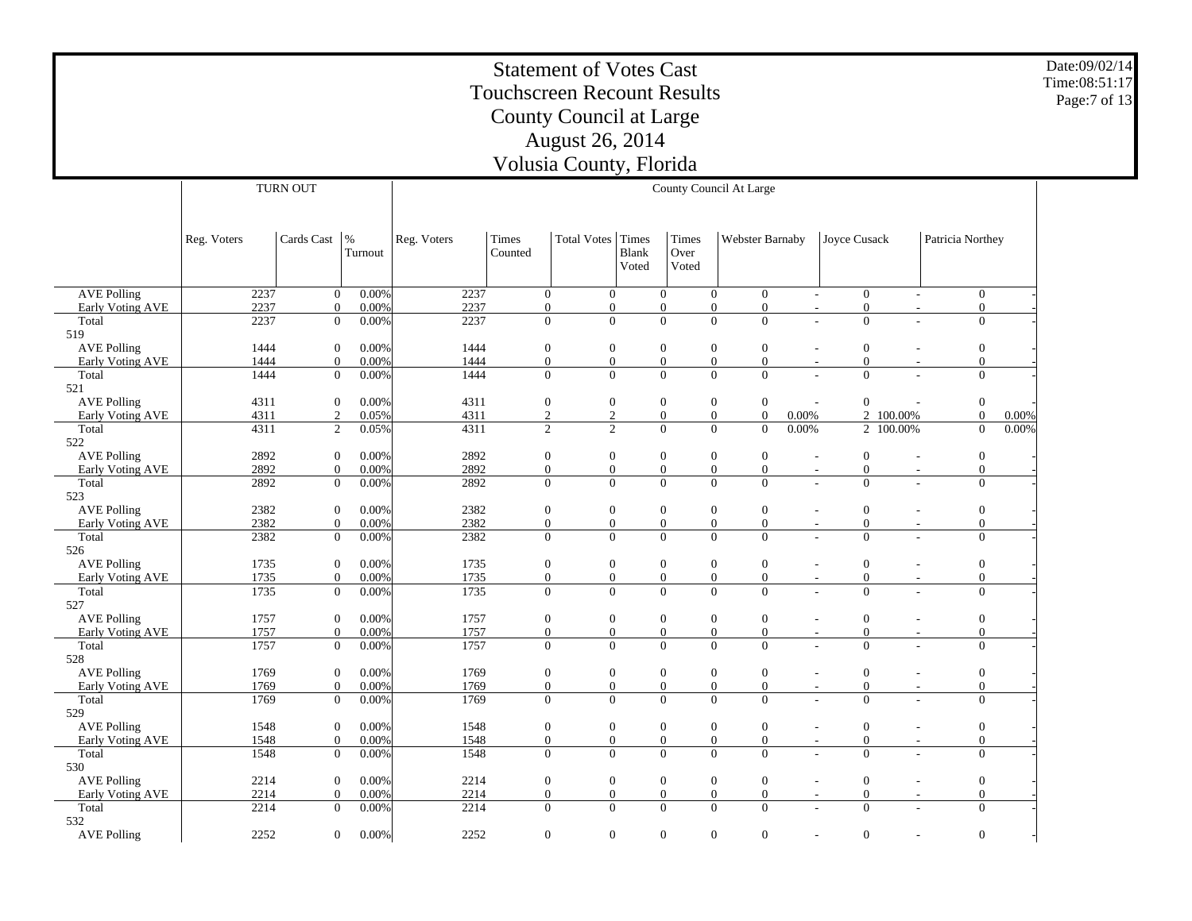# Statement of Votes Cast
## Touchscreen Recount Results
## County Council at Large
## August 26, 2014
## Volusia County, Florida

| | TURN OUT | | | County Council At Large | | | | | | | | | | | |
|---|---|---|---|---|---|---|---|---|---|---|---|---|---|---|---|
| | Reg. Voters | Cards Cast | % Turnout | Reg. Voters | Times Counted | Total Votes | Times Blank Voted | Times Over Voted | Webster Barnaby | | Joyce Cusack | | Patricia Northey | |
| AVE Polling | 2237 | 0 | 0.00% | 2237 | 0 | 0 | 0 | 0 | 0 | - | 0 | - | 0 | - |
| Early Voting AVE | 2237 | 0 | 0.00% | 2237 | 0 | 0 | 0 | 0 | 0 | - | 0 | - | 0 | - |
| Total | 2237 | 0 | 0.00% | 2237 | 0 | 0 | 0 | 0 | 0 | - | 0 | - | 0 | - |
| 519 | | | | | | | | | | | | | | |
| AVE Polling | 1444 | 0 | 0.00% | 1444 | 0 | 0 | 0 | 0 | 0 | - | 0 | - | 0 | - |
| Early Voting AVE | 1444 | 0 | 0.00% | 1444 | 0 | 0 | 0 | 0 | 0 | - | 0 | - | 0 | - |
| Total | 1444 | 0 | 0.00% | 1444 | 0 | 0 | 0 | 0 | 0 | - | 0 | - | 0 | - |
| 521 | | | | | | | | | | | | | | |
| AVE Polling | 4311 | 0 | 0.00% | 4311 | 0 | 0 | 0 | 0 | 0 | - | 0 | - | 0 | - |
| Early Voting AVE | 4311 | 2 | 0.05% | 4311 | 2 | 2 | 0 | 0 | 0 | 0.00% | 2 | 100.00% | 0 | 0.00% |
| Total | 4311 | 2 | 0.05% | 4311 | 2 | 2 | 0 | 0 | 0 | 0.00% | 2 | 100.00% | 0 | 0.00% |
| 522 | | | | | | | | | | | | | | |
| AVE Polling | 2892 | 0 | 0.00% | 2892 | 0 | 0 | 0 | 0 | 0 | - | 0 | - | 0 | - |
| Early Voting AVE | 2892 | 0 | 0.00% | 2892 | 0 | 0 | 0 | 0 | 0 | - | 0 | - | 0 | - |
| Total | 2892 | 0 | 0.00% | 2892 | 0 | 0 | 0 | 0 | 0 | - | 0 | - | 0 | - |
| 523 | | | | | | | | | | | | | | |
| AVE Polling | 2382 | 0 | 0.00% | 2382 | 0 | 0 | 0 | 0 | 0 | - | 0 | - | 0 | - |
| Early Voting AVE | 2382 | 0 | 0.00% | 2382 | 0 | 0 | 0 | 0 | 0 | - | 0 | - | 0 | - |
| Total | 2382 | 0 | 0.00% | 2382 | 0 | 0 | 0 | 0 | 0 | - | 0 | - | 0 | - |
| 526 | | | | | | | | | | | | | | |
| AVE Polling | 1735 | 0 | 0.00% | 1735 | 0 | 0 | 0 | 0 | 0 | - | 0 | - | 0 | - |
| Early Voting AVE | 1735 | 0 | 0.00% | 1735 | 0 | 0 | 0 | 0 | 0 | - | 0 | - | 0 | - |
| Total | 1735 | 0 | 0.00% | 1735 | 0 | 0 | 0 | 0 | 0 | - | 0 | - | 0 | - |
| 527 | | | | | | | | | | | | | | |
| AVE Polling | 1757 | 0 | 0.00% | 1757 | 0 | 0 | 0 | 0 | 0 | - | 0 | - | 0 | - |
| Early Voting AVE | 1757 | 0 | 0.00% | 1757 | 0 | 0 | 0 | 0 | 0 | - | 0 | - | 0 | - |
| Total | 1757 | 0 | 0.00% | 1757 | 0 | 0 | 0 | 0 | 0 | - | 0 | - | 0 | - |
| 528 | | | | | | | | | | | | | | |
| AVE Polling | 1769 | 0 | 0.00% | 1769 | 0 | 0 | 0 | 0 | 0 | - | 0 | - | 0 | - |
| Early Voting AVE | 1769 | 0 | 0.00% | 1769 | 0 | 0 | 0 | 0 | 0 | - | 0 | - | 0 | - |
| Total | 1769 | 0 | 0.00% | 1769 | 0 | 0 | 0 | 0 | 0 | - | 0 | - | 0 | - |
| 529 | | | | | | | | | | | | | | |
| AVE Polling | 1548 | 0 | 0.00% | 1548 | 0 | 0 | 0 | 0 | 0 | - | 0 | - | 0 | - |
| Early Voting AVE | 1548 | 0 | 0.00% | 1548 | 0 | 0 | 0 | 0 | 0 | - | 0 | - | 0 | - |
| Total | 1548 | 0 | 0.00% | 1548 | 0 | 0 | 0 | 0 | 0 | - | 0 | - | 0 | - |
| 530 | | | | | | | | | | | | | | |
| AVE Polling | 2214 | 0 | 0.00% | 2214 | 0 | 0 | 0 | 0 | 0 | - | 0 | - | 0 | - |
| Early Voting AVE | 2214 | 0 | 0.00% | 2214 | 0 | 0 | 0 | 0 | 0 | - | 0 | - | 0 | - |
| Total | 2214 | 0 | 0.00% | 2214 | 0 | 0 | 0 | 0 | 0 | - | 0 | - | 0 | - |
| 532 | | | | | | | | | | | | | | |
| AVE Polling | 2252 | 0 | 0.00% | 2252 | 0 | 0 | 0 | 0 | 0 | - | 0 | - | 0 | - |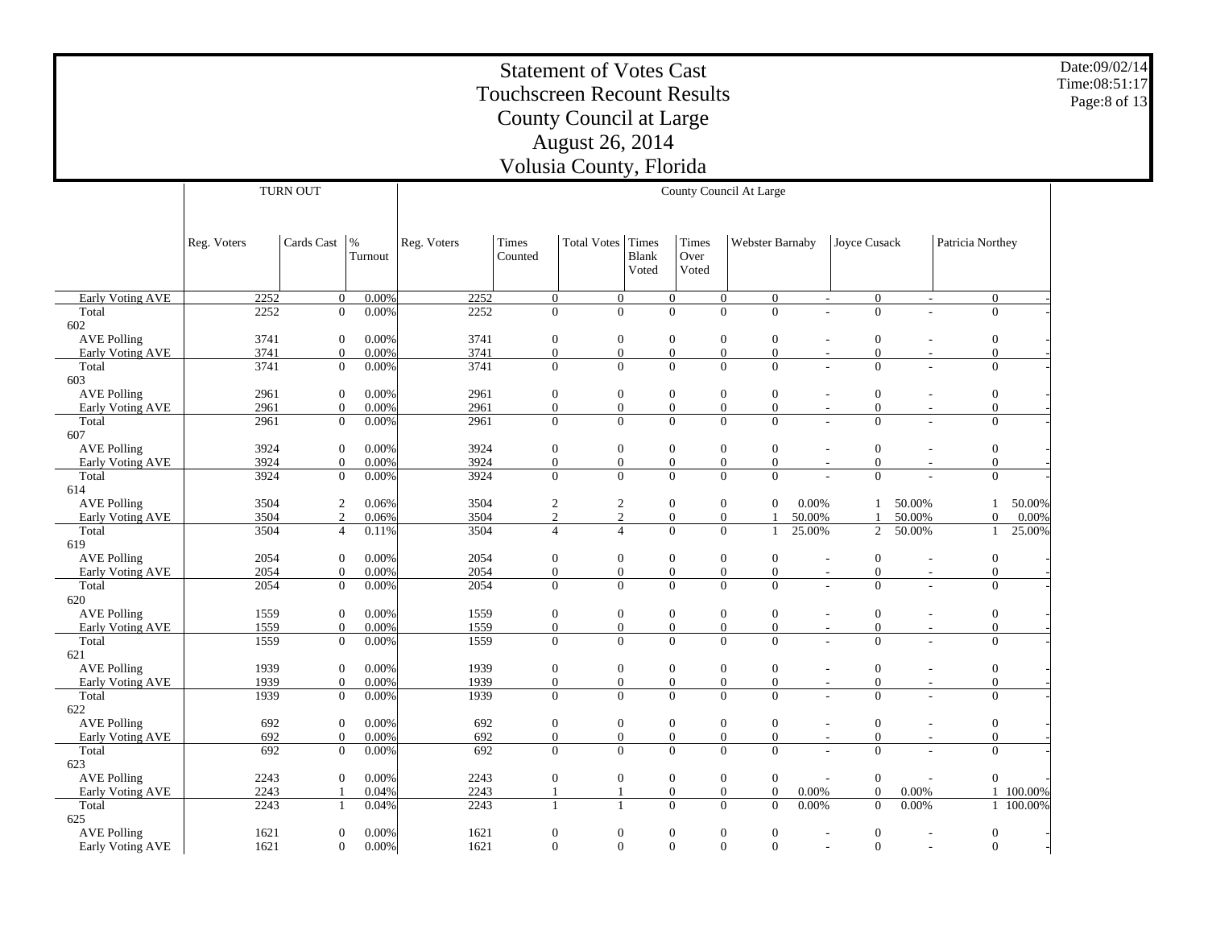# Statement of Votes Cast
## Touchscreen Recount Results
## County Council at Large
## August 26, 2014
## Volusia County, Florida

Date:09/02/14
Time:08:51:17

| | TURN OUT | | | County Council At Large | | | | | | | | | | |
|---|---|---|---|---|---|---|---|---|---|---|---|---|---|---|
| | Reg. Voters | Cards Cast | % Turnout | Reg. Voters | Times Counted | Total Votes | Times Blank Voted | Times Over Voted | Webster Barnaby | | Joyce Cusack | | Patricia Northey | |
| Early Voting AVE | 2252 | 0 | 0.00% | 2252 | 0 | 0 | 0 | 0 | 0 | - | 0 | - | 0 | - |
| Total | 2252 | 0 | 0.00% | 2252 | 0 | 0 | 0 | 0 | 0 | - | 0 | - | 0 | - |
| 602 | | | | | | | | | | | | | | |
| AVE Polling | 3741 | 0 | 0.00% | 3741 | 0 | 0 | 0 | 0 | 0 | - | 0 | - | 0 | - |
| Early Voting AVE | 3741 | 0 | 0.00% | 3741 | 0 | 0 | 0 | 0 | 0 | - | 0 | - | 0 | - |
| Total | 3741 | 0 | 0.00% | 3741 | 0 | 0 | 0 | 0 | 0 | - | 0 | - | 0 | - |
| 603 | | | | | | | | | | | | | | |
| AVE Polling | 2961 | 0 | 0.00% | 2961 | 0 | 0 | 0 | 0 | 0 | - | 0 | - | 0 | - |
| Early Voting AVE | 2961 | 0 | 0.00% | 2961 | 0 | 0 | 0 | 0 | 0 | - | 0 | - | 0 | - |
| Total | 2961 | 0 | 0.00% | 2961 | 0 | 0 | 0 | 0 | 0 | - | 0 | - | 0 | - |
| 607 | | | | | | | | | | | | | | |
| AVE Polling | 3924 | 0 | 0.00% | 3924 | 0 | 0 | 0 | 0 | 0 | - | 0 | - | 0 | - |
| Early Voting AVE | 3924 | 0 | 0.00% | 3924 | 0 | 0 | 0 | 0 | 0 | - | 0 | - | 0 | - |
| Total | 3924 | 0 | 0.00% | 3924 | 0 | 0 | 0 | 0 | 0 | - | 0 | - | 0 | - |
| 614 | | | | | | | | | | | | | | |
| AVE Polling | 3504 | 2 | 0.06% | 3504 | 2 | 2 | 0 | 0 | 0 | 0.00% | 1 | 50.00% | 1 | 50.00% |
| Early Voting AVE | 3504 | 2 | 0.06% | 3504 | 2 | 2 | 0 | 0 | 1 | 50.00% | 1 | 50.00% | 0 | 0.00% |
| Total | 3504 | 4 | 0.11% | 3504 | 4 | 4 | 0 | 0 | 1 | 25.00% | 2 | 50.00% | 1 | 25.00% |
| 619 | | | | | | | | | | | | | | |
| AVE Polling | 2054 | 0 | 0.00% | 2054 | 0 | 0 | 0 | 0 | 0 | - | 0 | - | 0 | - |
| Early Voting AVE | 2054 | 0 | 0.00% | 2054 | 0 | 0 | 0 | 0 | 0 | - | 0 | - | 0 | - |
| Total | 2054 | 0 | 0.00% | 2054 | 0 | 0 | 0 | 0 | 0 | - | 0 | - | 0 | - |
| 620 | | | | | | | | | | | | | | |
| AVE Polling | 1559 | 0 | 0.00% | 1559 | 0 | 0 | 0 | 0 | 0 | - | 0 | - | 0 | - |
| Early Voting AVE | 1559 | 0 | 0.00% | 1559 | 0 | 0 | 0 | 0 | 0 | - | 0 | - | 0 | - |
| Total | 1559 | 0 | 0.00% | 1559 | 0 | 0 | 0 | 0 | 0 | - | 0 | - | 0 | - |
| 621 | | | | | | | | | | | | | | |
| AVE Polling | 1939 | 0 | 0.00% | 1939 | 0 | 0 | 0 | 0 | 0 | - | 0 | - | 0 | - |
| Early Voting AVE | 1939 | 0 | 0.00% | 1939 | 0 | 0 | 0 | 0 | 0 | - | 0 | - | 0 | - |
| Total | 1939 | 0 | 0.00% | 1939 | 0 | 0 | 0 | 0 | 0 | - | 0 | - | 0 | - |
| 622 | | | | | | | | | | | | | | |
| AVE Polling | 692 | 0 | 0.00% | 692 | 0 | 0 | 0 | 0 | 0 | - | 0 | - | 0 | - |
| Early Voting AVE | 692 | 0 | 0.00% | 692 | 0 | 0 | 0 | 0 | 0 | - | 0 | - | 0 | - |
| Total | 692 | 0 | 0.00% | 692 | 0 | 0 | 0 | 0 | 0 | - | 0 | - | 0 | - |
| 623 | | | | | | | | | | | | | | |
| AVE Polling | 2243 | 0 | 0.00% | 2243 | 0 | 0 | 0 | 0 | 0 | - | 0 | - | 0 | - |
| Early Voting AVE | 2243 | 1 | 0.04% | 2243 | 1 | 1 | 0 | 0 | 0 | 0.00% | 0 | 0.00% | 1 | 100.00% |
| Total | 2243 | 1 | 0.04% | 2243 | 1 | 1 | 0 | 0 | 0 | 0.00% | 0 | 0.00% | 1 | 100.00% |
| 625 | | | | | | | | | | | | | | |
| AVE Polling | 1621 | 0 | 0.00% | 1621 | 0 | 0 | 0 | 0 | 0 | - | 0 | - | 0 | - |
| Early Voting AVE | 1621 | 0 | 0.00% | 1621 | 0 | 0 | 0 | 0 | 0 | - | 0 | - | 0 | - |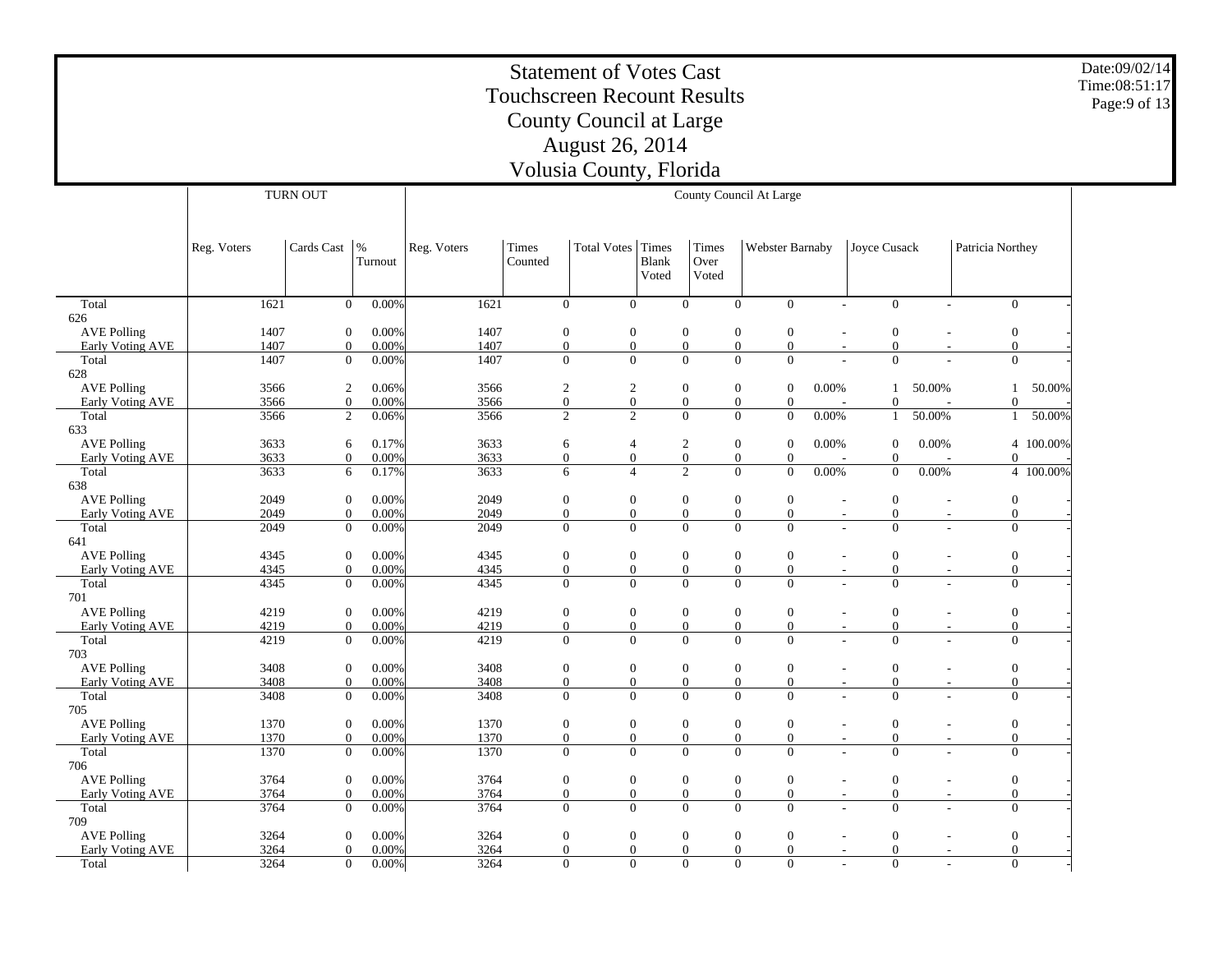# Statement of Votes Cast
# Touchscreen Recount Results
# County Council at Large
# August 26, 2014
# Volusia County, Florida

Date:09/02/14
Time:08:51:17

| | TURN OUT | | | County Council At Large | | | | | | | | | | | |
|---|---|---|---|---|---|---|---|---|---|---|---|---|---|---|---|
| | Reg. Voters | Cards Cast | % Turnout | Reg. Voters | Times Counted | Total Votes | Times Blank Voted | Times Over Voted | Webster Barnaby | | Joyce Cusack | | Patricia Northey | |
| Total | 1621 | 0 | 0.00% | 1621 | 0 | 0 | 0 | 0 | 0 | - | 0 | - | 0 | - |
| 626 | | | | | | | | | | | | | | |
| AVE Polling | 1407 | 0 | 0.00% | 1407 | 0 | 0 | 0 | 0 | 0 | - | 0 | - | 0 | - |
| Early Voting AVE | 1407 | 0 | 0.00% | 1407 | 0 | 0 | 0 | 0 | 0 | - | 0 | - | 0 | - |
| Total | 1407 | 0 | 0.00% | 1407 | 0 | 0 | 0 | 0 | 0 | - | 0 | - | 0 | - |
| 628 | | | | | | | | | | | | | | |
| AVE Polling | 3566 | 2 | 0.06% | 3566 | 2 | 2 | 0 | 0 | 0 | 0.00% | 1 | 50.00% | 1 | 50.00% |
| Early Voting AVE | 3566 | 0 | 0.00% | 3566 | 0 | 0 | 0 | 0 | 0 | - | 0 | - | 0 | - |
| Total | 3566 | 2 | 0.06% | 3566 | 2 | 2 | 0 | 0 | 0 | 0.00% | 1 | 50.00% | 1 | 50.00% |
| 633 | | | | | | | | | | | | | | |
| AVE Polling | 3633 | 6 | 0.17% | 3633 | 6 | 4 | 2 | 0 | 0 | 0.00% | 0 | 0.00% | 4 | 100.00% |
| Early Voting AVE | 3633 | 0 | 0.00% | 3633 | 0 | 0 | 0 | 0 | 0 | - | 0 | - | 0 | - |
| Total | 3633 | 6 | 0.17% | 3633 | 6 | 4 | 2 | 0 | 0 | 0.00% | 0 | 0.00% | 4 | 100.00% |
| 638 | | | | | | | | | | | | | | |
| AVE Polling | 2049 | 0 | 0.00% | 2049 | 0 | 0 | 0 | 0 | 0 | - | 0 | - | 0 | - |
| Early Voting AVE | 2049 | 0 | 0.00% | 2049 | 0 | 0 | 0 | 0 | 0 | - | 0 | - | 0 | - |
| Total | 2049 | 0 | 0.00% | 2049 | 0 | 0 | 0 | 0 | 0 | - | 0 | - | 0 | - |
| 641 | | | | | | | | | | | | | | |
| AVE Polling | 4345 | 0 | 0.00% | 4345 | 0 | 0 | 0 | 0 | 0 | - | 0 | - | 0 | - |
| Early Voting AVE | 4345 | 0 | 0.00% | 4345 | 0 | 0 | 0 | 0 | 0 | - | 0 | - | 0 | - |
| Total | 4345 | 0 | 0.00% | 4345 | 0 | 0 | 0 | 0 | 0 | - | 0 | - | 0 | - |
| 701 | | | | | | | | | | | | | | |
| AVE Polling | 4219 | 0 | 0.00% | 4219 | 0 | 0 | 0 | 0 | 0 | - | 0 | - | 0 | - |
| Early Voting AVE | 4219 | 0 | 0.00% | 4219 | 0 | 0 | 0 | 0 | 0 | - | 0 | - | 0 | - |
| Total | 4219 | 0 | 0.00% | 4219 | 0 | 0 | 0 | 0 | 0 | - | 0 | - | 0 | - |
| 703 | | | | | | | | | | | | | | |
| AVE Polling | 3408 | 0 | 0.00% | 3408 | 0 | 0 | 0 | 0 | 0 | - | 0 | - | 0 | - |
| Early Voting AVE | 3408 | 0 | 0.00% | 3408 | 0 | 0 | 0 | 0 | 0 | - | 0 | - | 0 | - |
| Total | 3408 | 0 | 0.00% | 3408 | 0 | 0 | 0 | 0 | 0 | - | 0 | - | 0 | - |
| 705 | | | | | | | | | | | | | | |
| AVE Polling | 1370 | 0 | 0.00% | 1370 | 0 | 0 | 0 | 0 | 0 | - | 0 | - | 0 | - |
| Early Voting AVE | 1370 | 0 | 0.00% | 1370 | 0 | 0 | 0 | 0 | 0 | - | 0 | - | 0 | - |
| Total | 1370 | 0 | 0.00% | 1370 | 0 | 0 | 0 | 0 | 0 | - | 0 | - | 0 | - |
| 706 | | | | | | | | | | | | | | |
| AVE Polling | 3764 | 0 | 0.00% | 3764 | 0 | 0 | 0 | 0 | 0 | - | 0 | - | 0 | - |
| Early Voting AVE | 3764 | 0 | 0.00% | 3764 | 0 | 0 | 0 | 0 | 0 | - | 0 | - | 0 | - |
| Total | 3764 | 0 | 0.00% | 3764 | 0 | 0 | 0 | 0 | 0 | - | 0 | - | 0 | - |
| 709 | | | | | | | | | | | | | | |
| AVE Polling | 3264 | 0 | 0.00% | 3264 | 0 | 0 | 0 | 0 | 0 | - | 0 | - | 0 | - |
| Early Voting AVE | 3264 | 0 | 0.00% | 3264 | 0 | 0 | 0 | 0 | 0 | - | 0 | - | 0 | - |
| Total | 3264 | 0 | 0.00% | 3264 | 0 | 0 | 0 | 0 | 0 | - | 0 | - | 0 | - |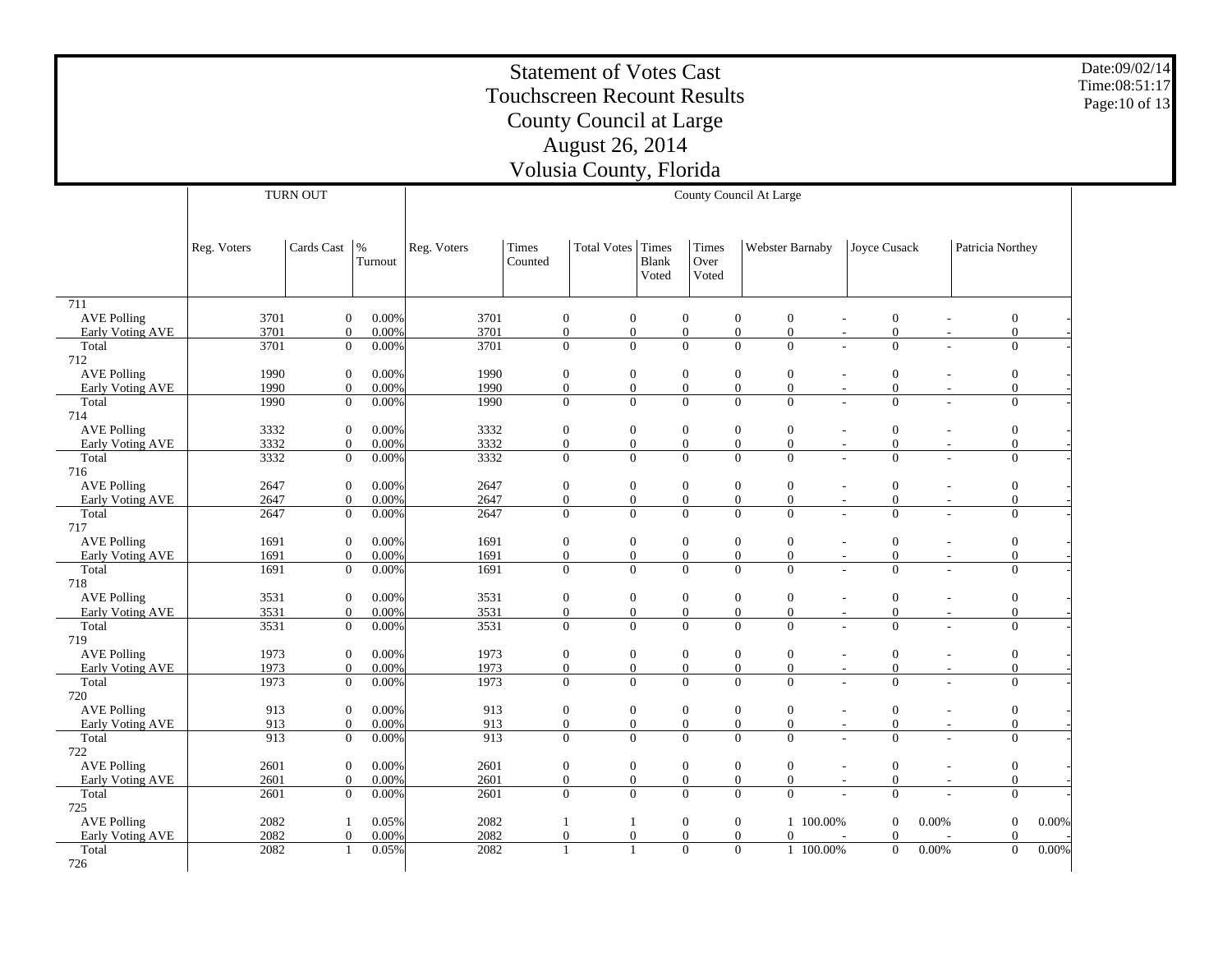# Statement of Votes Cast
## Touchscreen Recount Results
## County Council at Large
## August 26, 2014
## Volusia County, Florida

Date:09/02/14
Time:08:51:17

| | TURN OUT | | | County Council At Large | | | | | | | | | | | |
|---|---|---|---|---|---|---|---|---|---|---|---|---|---|---|---|
| | Reg. Voters | Cards Cast | % Turnout | Reg. Voters | Times Counted | Total Votes | Times Blank Voted | Times Over Voted | Webster Barnaby | | Joyce Cusack | | Patricia Northey | |
| 711 | | | | | | | | | | | | | | |
| AVE Polling | 3701 | 0 | 0.00% | 3701 | 0 | 0 | 0 | 0 | 0 | - | 0 | - | 0 | - |
| Early Voting AVE | 3701 | 0 | 0.00% | 3701 | 0 | 0 | 0 | 0 | 0 | - | 0 | - | 0 | - |
| Total | 3701 | 0 | 0.00% | 3701 | 0 | 0 | 0 | 0 | 0 | - | 0 | - | 0 | - |
| 712 | | | | | | | | | | | | | | |
| AVE Polling | 1990 | 0 | 0.00% | 1990 | 0 | 0 | 0 | 0 | 0 | - | 0 | - | 0 | - |
| Early Voting AVE | 1990 | 0 | 0.00% | 1990 | 0 | 0 | 0 | 0 | 0 | - | 0 | - | 0 | - |
| Total | 1990 | 0 | 0.00% | 1990 | 0 | 0 | 0 | 0 | 0 | - | 0 | - | 0 | - |
| 714 | | | | | | | | | | | | | | |
| AVE Polling | 3332 | 0 | 0.00% | 3332 | 0 | 0 | 0 | 0 | 0 | - | 0 | - | 0 | - |
| Early Voting AVE | 3332 | 0 | 0.00% | 3332 | 0 | 0 | 0 | 0 | 0 | - | 0 | - | 0 | - |
| Total | 3332 | 0 | 0.00% | 3332 | 0 | 0 | 0 | 0 | 0 | - | 0 | - | 0 | - |
| 716 | | | | | | | | | | | | | | |
| AVE Polling | 2647 | 0 | 0.00% | 2647 | 0 | 0 | 0 | 0 | 0 | - | 0 | - | 0 | - |
| Early Voting AVE | 2647 | 0 | 0.00% | 2647 | 0 | 0 | 0 | 0 | 0 | - | 0 | - | 0 | - |
| Total | 2647 | 0 | 0.00% | 2647 | 0 | 0 | 0 | 0 | 0 | - | 0 | - | 0 | - |
| 717 | | | | | | | | | | | | | | |
| AVE Polling | 1691 | 0 | 0.00% | 1691 | 0 | 0 | 0 | 0 | 0 | - | 0 | - | 0 | - |
| Early Voting AVE | 1691 | 0 | 0.00% | 1691 | 0 | 0 | 0 | 0 | 0 | - | 0 | - | 0 | - |
| Total | 1691 | 0 | 0.00% | 1691 | 0 | 0 | 0 | 0 | 0 | - | 0 | - | 0 | - |
| 718 | | | | | | | | | | | | | | |
| AVE Polling | 3531 | 0 | 0.00% | 3531 | 0 | 0 | 0 | 0 | 0 | - | 0 | - | 0 | - |
| Early Voting AVE | 3531 | 0 | 0.00% | 3531 | 0 | 0 | 0 | 0 | 0 | - | 0 | - | 0 | - |
| Total | 3531 | 0 | 0.00% | 3531 | 0 | 0 | 0 | 0 | 0 | - | 0 | - | 0 | - |
| 719 | | | | | | | | | | | | | | |
| AVE Polling | 1973 | 0 | 0.00% | 1973 | 0 | 0 | 0 | 0 | 0 | - | 0 | - | 0 | - |
| Early Voting AVE | 1973 | 0 | 0.00% | 1973 | 0 | 0 | 0 | 0 | 0 | - | 0 | - | 0 | - |
| Total | 1973 | 0 | 0.00% | 1973 | 0 | 0 | 0 | 0 | 0 | - | 0 | - | 0 | - |
| 720 | | | | | | | | | | | | | | |
| AVE Polling | 913 | 0 | 0.00% | 913 | 0 | 0 | 0 | 0 | 0 | - | 0 | - | 0 | - |
| Early Voting AVE | 913 | 0 | 0.00% | 913 | 0 | 0 | 0 | 0 | 0 | - | 0 | - | 0 | - |
| Total | 913 | 0 | 0.00% | 913 | 0 | 0 | 0 | 0 | 0 | - | 0 | - | 0 | - |
| 722 | | | | | | | | | | | | | | |
| AVE Polling | 2601 | 0 | 0.00% | 2601 | 0 | 0 | 0 | 0 | 0 | - | 0 | - | 0 | - |
| Early Voting AVE | 2601 | 0 | 0.00% | 2601 | 0 | 0 | 0 | 0 | 0 | - | 0 | - | 0 | - |
| Total | 2601 | 0 | 0.00% | 2601 | 0 | 0 | 0 | 0 | 0 | - | 0 | - | 0 | - |
| 725 | | | | | | | | | | | | | | |
| AVE Polling | 2082 | 1 | 0.05% | 2082 | 1 | 1 | 0 | 0 | 1 | 100.00% | 0 | 0.00% | 0 | 0.00% |
| Early Voting AVE | 2082 | 0 | 0.00% | 2082 | 0 | 0 | 0 | 0 | 0 | - | 0 | - | 0 | - |
| Total | 2082 | 1 | 0.05% | 2082 | 1 | 1 | 0 | 0 | 1 | 100.00% | 0 | 0.00% | 0 | 0.00% |
| 726 | | | | | | | | | | | | | | |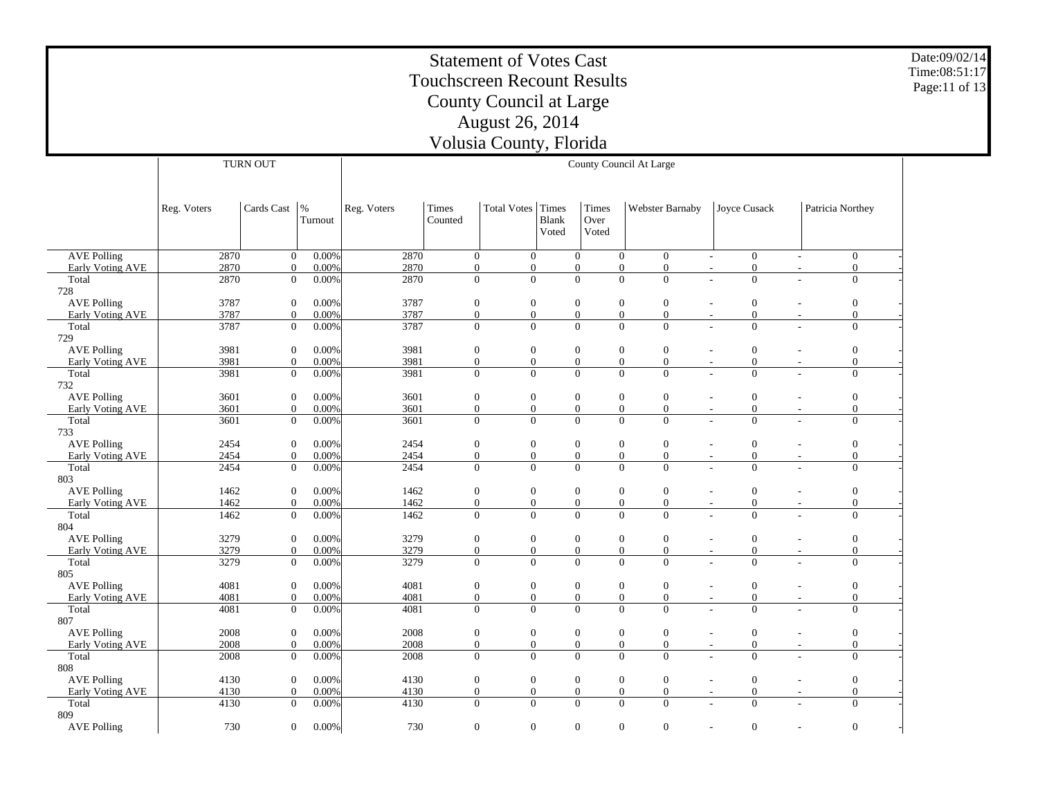# Statement of Votes Cast
## Touchscreen Recount Results
## County Council at Large
## August 26, 2014
## Volusia County, Florida

Date:09/02/14
Time:08:51:17

| | TURN OUT | | | County Council At Large | | | | | | | | | | | |
|---|---|---|---|---|---|---|---|---|---|---|---|---|---|---|---|
| | Reg. Voters | Cards Cast | % Turnout | Reg. Voters | Times Counted | Total Votes | Times Blank Voted | Times Over Voted | Webster Barnaby | | Joyce Cusack | | Patricia Northey | |
| AVE Polling | 2870 | 0 | 0.00% | 2870 | 0 | 0 | 0 | 0 | 0 | - | 0 | - | 0 | - |
| Early Voting AVE | 2870 | 0 | 0.00% | 2870 | 0 | 0 | 0 | 0 | 0 | - | 0 | - | 0 | - |
| Total | 2870 | 0 | 0.00% | 2870 | 0 | 0 | 0 | 0 | 0 | - | 0 | - | 0 | - |
| 728 | | | | | | | | | | | | | | |
| AVE Polling | 3787 | 0 | 0.00% | 3787 | 0 | 0 | 0 | 0 | 0 | - | 0 | - | 0 | - |
| Early Voting AVE | 3787 | 0 | 0.00% | 3787 | 0 | 0 | 0 | 0 | 0 | - | 0 | - | 0 | - |
| Total | 3787 | 0 | 0.00% | 3787 | 0 | 0 | 0 | 0 | 0 | - | 0 | - | 0 | - |
| 729 | | | | | | | | | | | | | | |
| AVE Polling | 3981 | 0 | 0.00% | 3981 | 0 | 0 | 0 | 0 | 0 | - | 0 | - | 0 | - |
| Early Voting AVE | 3981 | 0 | 0.00% | 3981 | 0 | 0 | 0 | 0 | 0 | - | 0 | - | 0 | - |
| Total | 3981 | 0 | 0.00% | 3981 | 0 | 0 | 0 | 0 | 0 | - | 0 | - | 0 | - |
| 732 | | | | | | | | | | | | | | |
| AVE Polling | 3601 | 0 | 0.00% | 3601 | 0 | 0 | 0 | 0 | 0 | - | 0 | - | 0 | - |
| Early Voting AVE | 3601 | 0 | 0.00% | 3601 | 0 | 0 | 0 | 0 | 0 | - | 0 | - | 0 | - |
| Total | 3601 | 0 | 0.00% | 3601 | 0 | 0 | 0 | 0 | 0 | - | 0 | - | 0 | - |
| 733 | | | | | | | | | | | | | | |
| AVE Polling | 2454 | 0 | 0.00% | 2454 | 0 | 0 | 0 | 0 | 0 | - | 0 | - | 0 | - |
| Early Voting AVE | 2454 | 0 | 0.00% | 2454 | 0 | 0 | 0 | 0 | 0 | - | 0 | - | 0 | - |
| Total | 2454 | 0 | 0.00% | 2454 | 0 | 0 | 0 | 0 | 0 | - | 0 | - | 0 | - |
| 803 | | | | | | | | | | | | | | |
| AVE Polling | 1462 | 0 | 0.00% | 1462 | 0 | 0 | 0 | 0 | 0 | - | 0 | - | 0 | - |
| Early Voting AVE | 1462 | 0 | 0.00% | 1462 | 0 | 0 | 0 | 0 | 0 | - | 0 | - | 0 | - |
| Total | 1462 | 0 | 0.00% | 1462 | 0 | 0 | 0 | 0 | 0 | - | 0 | - | 0 | - |
| 804 | | | | | | | | | | | | | | |
| AVE Polling | 3279 | 0 | 0.00% | 3279 | 0 | 0 | 0 | 0 | 0 | - | 0 | - | 0 | - |
| Early Voting AVE | 3279 | 0 | 0.00% | 3279 | 0 | 0 | 0 | 0 | 0 | - | 0 | - | 0 | - |
| Total | 3279 | 0 | 0.00% | 3279 | 0 | 0 | 0 | 0 | 0 | - | 0 | - | 0 | - |
| 805 | | | | | | | | | | | | | | |
| AVE Polling | 4081 | 0 | 0.00% | 4081 | 0 | 0 | 0 | 0 | 0 | - | 0 | - | 0 | - |
| Early Voting AVE | 4081 | 0 | 0.00% | 4081 | 0 | 0 | 0 | 0 | 0 | - | 0 | - | 0 | - |
| Total | 4081 | 0 | 0.00% | 4081 | 0 | 0 | 0 | 0 | 0 | - | 0 | - | 0 | - |
| 807 | | | | | | | | | | | | | | |
| AVE Polling | 2008 | 0 | 0.00% | 2008 | 0 | 0 | 0 | 0 | 0 | - | 0 | - | 0 | - |
| Early Voting AVE | 2008 | 0 | 0.00% | 2008 | 0 | 0 | 0 | 0 | 0 | - | 0 | - | 0 | - |
| Total | 2008 | 0 | 0.00% | 2008 | 0 | 0 | 0 | 0 | 0 | - | 0 | - | 0 | - |
| 808 | | | | | | | | | | | | | | |
| AVE Polling | 4130 | 0 | 0.00% | 4130 | 0 | 0 | 0 | 0 | 0 | - | 0 | - | 0 | - |
| Early Voting AVE | 4130 | 0 | 0.00% | 4130 | 0 | 0 | 0 | 0 | 0 | - | 0 | - | 0 | - |
| Total | 4130 | 0 | 0.00% | 4130 | 0 | 0 | 0 | 0 | 0 | - | 0 | - | 0 | - |
| 809 | | | | | | | | | | | | | | |
| AVE Polling | 730 | 0 | 0.00% | 730 | 0 | 0 | 0 | 0 | 0 | - | 0 | - | 0 | - |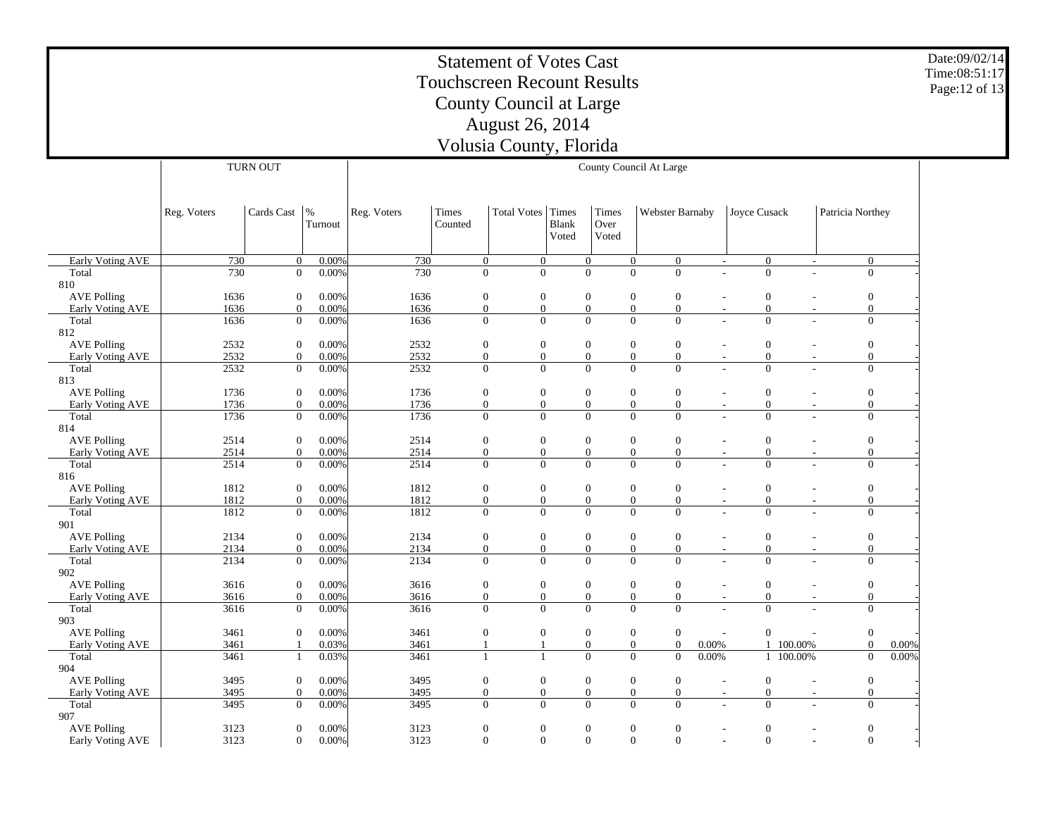# Statement of Votes Cast
## Touchscreen Recount Results
## County Council at Large
## August 26, 2014
## Volusia County, Florida

Date:09/02/14
Time:08:51:17

| | TURN OUT | | | County Council At Large | | | | | | | | | | |
|---|---|---|---|---|---|---|---|---|---|---|---|---|---|---|
| | Reg. Voters | Cards Cast | % Turnout | Reg. Voters | Times Counted | Total Votes | Times Blank Voted | Times Over Voted | Webster Barnaby | | Joyce Cusack | | Patricia Northey | |
| Early Voting AVE | 730 | 0 | 0.00% | 730 | 0 | 0 | 0 | 0 | 0 | - | 0 | - | 0 | - |
| Total | 730 | 0 | 0.00% | 730 | 0 | 0 | 0 | 0 | 0 | - | 0 | - | 0 | - |
| 810 | | | | | | | | | | | | | | |
| AVE Polling | 1636 | 0 | 0.00% | 1636 | 0 | 0 | 0 | 0 | 0 | - | 0 | - | 0 | - |
| Early Voting AVE | 1636 | 0 | 0.00% | 1636 | 0 | 0 | 0 | 0 | 0 | - | 0 | - | 0 | - |
| Total | 1636 | 0 | 0.00% | 1636 | 0 | 0 | 0 | 0 | 0 | - | 0 | - | 0 | - |
| 812 | | | | | | | | | | | | | | |
| AVE Polling | 2532 | 0 | 0.00% | 2532 | 0 | 0 | 0 | 0 | 0 | - | 0 | - | 0 | - |
| Early Voting AVE | 2532 | 0 | 0.00% | 2532 | 0 | 0 | 0 | 0 | 0 | - | 0 | - | 0 | - |
| Total | 2532 | 0 | 0.00% | 2532 | 0 | 0 | 0 | 0 | 0 | - | 0 | - | 0 | - |
| 813 | | | | | | | | | | | | | | |
| AVE Polling | 1736 | 0 | 0.00% | 1736 | 0 | 0 | 0 | 0 | 0 | - | 0 | - | 0 | - |
| Early Voting AVE | 1736 | 0 | 0.00% | 1736 | 0 | 0 | 0 | 0 | 0 | - | 0 | - | 0 | - |
| Total | 1736 | 0 | 0.00% | 1736 | 0 | 0 | 0 | 0 | 0 | - | 0 | - | 0 | - |
| 814 | | | | | | | | | | | | | | |
| AVE Polling | 2514 | 0 | 0.00% | 2514 | 0 | 0 | 0 | 0 | 0 | - | 0 | - | 0 | - |
| Early Voting AVE | 2514 | 0 | 0.00% | 2514 | 0 | 0 | 0 | 0 | 0 | - | 0 | - | 0 | - |
| Total | 2514 | 0 | 0.00% | 2514 | 0 | 0 | 0 | 0 | 0 | - | 0 | - | 0 | - |
| 816 | | | | | | | | | | | | | | |
| AVE Polling | 1812 | 0 | 0.00% | 1812 | 0 | 0 | 0 | 0 | 0 | - | 0 | - | 0 | - |
| Early Voting AVE | 1812 | 0 | 0.00% | 1812 | 0 | 0 | 0 | 0 | 0 | - | 0 | - | 0 | - |
| Total | 1812 | 0 | 0.00% | 1812 | 0 | 0 | 0 | 0 | 0 | - | 0 | - | 0 | - |
| 901 | | | | | | | | | | | | | | |
| AVE Polling | 2134 | 0 | 0.00% | 2134 | 0 | 0 | 0 | 0 | 0 | - | 0 | - | 0 | - |
| Early Voting AVE | 2134 | 0 | 0.00% | 2134 | 0 | 0 | 0 | 0 | 0 | - | 0 | - | 0 | - |
| Total | 2134 | 0 | 0.00% | 2134 | 0 | 0 | 0 | 0 | 0 | - | 0 | - | 0 | - |
| 902 | | | | | | | | | | | | | | |
| AVE Polling | 3616 | 0 | 0.00% | 3616 | 0 | 0 | 0 | 0 | 0 | - | 0 | - | 0 | - |
| Early Voting AVE | 3616 | 0 | 0.00% | 3616 | 0 | 0 | 0 | 0 | 0 | - | 0 | - | 0 | - |
| Total | 3616 | 0 | 0.00% | 3616 | 0 | 0 | 0 | 0 | 0 | - | 0 | - | 0 | - |
| 903 | | | | | | | | | | | | | | |
| AVE Polling | 3461 | 0 | 0.00% | 3461 | 0 | 0 | 0 | 0 | 0 | - | 0 | - | 0 | - |
| Early Voting AVE | 3461 | 1 | 0.03% | 3461 | 1 | 1 | 0 | 0 | 0 | 0.00% | 1 | 100.00% | 0 | 0.00% |
| Total | 3461 | 1 | 0.03% | 3461 | 1 | 1 | 0 | 0 | 0 | 0.00% | 1 | 100.00% | 0 | 0.00% |
| 904 | | | | | | | | | | | | | | |
| AVE Polling | 3495 | 0 | 0.00% | 3495 | 0 | 0 | 0 | 0 | 0 | - | 0 | - | 0 | - |
| Early Voting AVE | 3495 | 0 | 0.00% | 3495 | 0 | 0 | 0 | 0 | 0 | - | 0 | - | 0 | - |
| Total | 3495 | 0 | 0.00% | 3495 | 0 | 0 | 0 | 0 | 0 | - | 0 | - | 0 | - |
| 907 | | | | | | | | | | | | | | |
| AVE Polling | 3123 | 0 | 0.00% | 3123 | 0 | 0 | 0 | 0 | 0 | - | 0 | - | 0 | - |
| Early Voting AVE | 3123 | 0 | 0.00% | 3123 | 0 | 0 | 0 | 0 | 0 | - | 0 | - | 0 | - |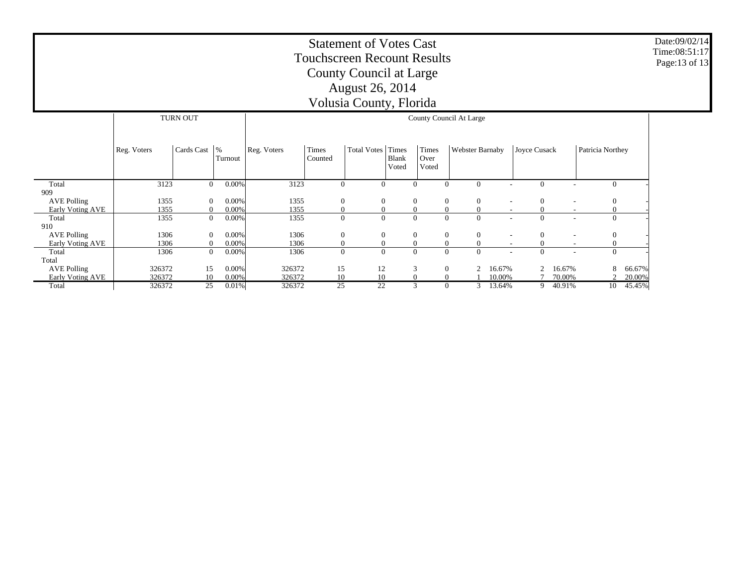# Statement of Votes Cast
## Touchscreen Recount Results
## County Council at Large
## August 26, 2014
## Volusia County, Florida

Date:09/02/14
Time:08:51:17

| | TURN OUT | | | County Council At Large | | | | | | | | | | |
|---|---|---|---|---|---|---|---|---|---|---|---|---|---|---|
| | Reg. Voters | Cards Cast | % Turnout | Reg. Voters | Times Counted | Total Votes | Times Blank Voted | Times Over Voted | Webster Barnaby | | Joyce Cusack | | Patricia Northey | |
| Total | 3123 | 0 | 0.00% | 3123 | 0 | 0 | 0 | 0 | 0 | - | 0 | - | 0 | - |
| 909 | | | | | | | | | | | | | | |
| AVE Polling | 1355 | 0 | 0.00% | 1355 | 0 | 0 | 0 | 0 | 0 | - | 0 | - | 0 | - |
| Early Voting AVE | 1355 | 0 | 0.00% | 1355 | 0 | 0 | 0 | 0 | 0 | - | 0 | - | 0 | - |
| Total | 1355 | 0 | 0.00% | 1355 | 0 | 0 | 0 | 0 | 0 | - | 0 | - | 0 | - |
| 910 | | | | | | | | | | | | | | |
| AVE Polling | 1306 | 0 | 0.00% | 1306 | 0 | 0 | 0 | 0 | 0 | - | 0 | - | 0 | - |
| Early Voting AVE | 1306 | 0 | 0.00% | 1306 | 0 | 0 | 0 | 0 | 0 | - | 0 | - | 0 | - |
| Total | 1306 | 0 | 0.00% | 1306 | 0 | 0 | 0 | 0 | 0 | - | 0 | - | 0 | - |
| Total | | | | | | | | | | | | | | |
| AVE Polling | 326372 | 15 | 0.00% | 326372 | 15 | 12 | 3 | 0 | 2 | 16.67% | 2 | 16.67% | 8 | 66.67% |
| Early Voting AVE | 326372 | 10 | 0.00% | 326372 | 10 | 10 | 0 | 0 | 1 | 10.00% | 7 | 70.00% | 2 | 20.00% |
| Total | 326372 | 25 | 0.01% | 326372 | 25 | 22 | 3 | 0 | 3 | 13.64% | 9 | 40.91% | 10 | 45.45% |